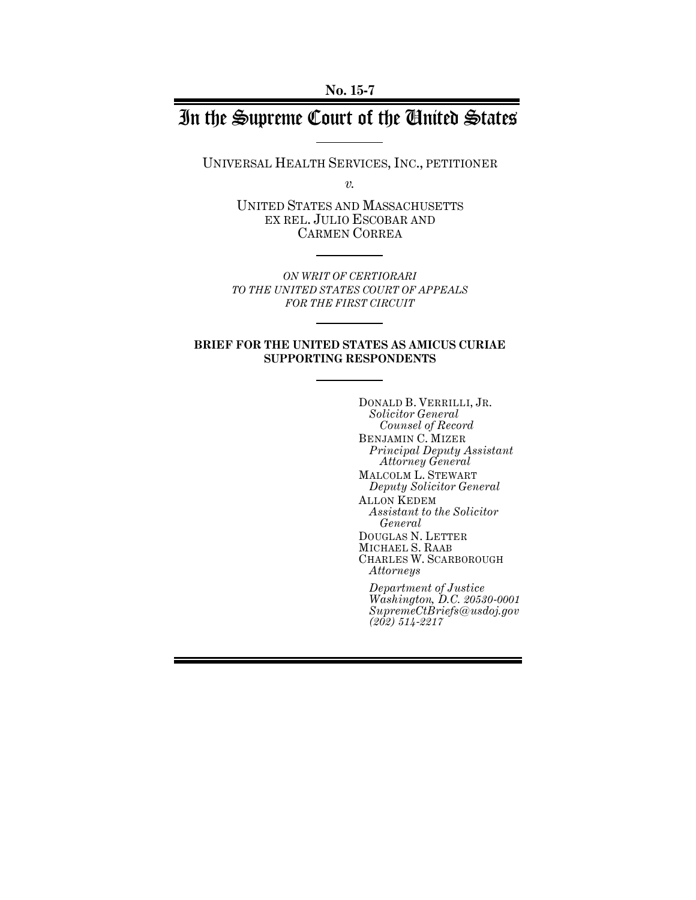**No. 15-7**

# In the Supreme Court of the United States

UNIVERSAL HEALTH SERVICES, INC., PETITIONER

*v.*

UNITED STATES AND MASSACHUSETTS EX REL. JULIO ESCOBAR AND CARMEN CORREA

*ON WRIT OF CERTIORARI TO THE UNITED STATES COURT OF APPEALS FOR THE FIRST CIRCUIT*

**BRIEF FOR THE UNITED STATES AS AMICUS CURIAE SUPPORTING RESPONDENTS**

DONALD B. VERRILLI, JR.
*Solicitor General*
*Counsel of Record*
BENJAMIN C. MIZER
*Principal Deputy Assistant Attorney General*
MALCOLM L. STEWART
*Deputy Solicitor General*
ALLON KEDEM
*Assistant to the Solicitor General*
DOUGLAS N. LETTER
MICHAEL S. RAAB
CHARLES W. SCARBOROUGH
*Attorneys*

*Department of Justice*
*Washington, D.C. 20530-0001*
*SupremeCtBriefs@usdoj.gov*
*(202) 514-2217*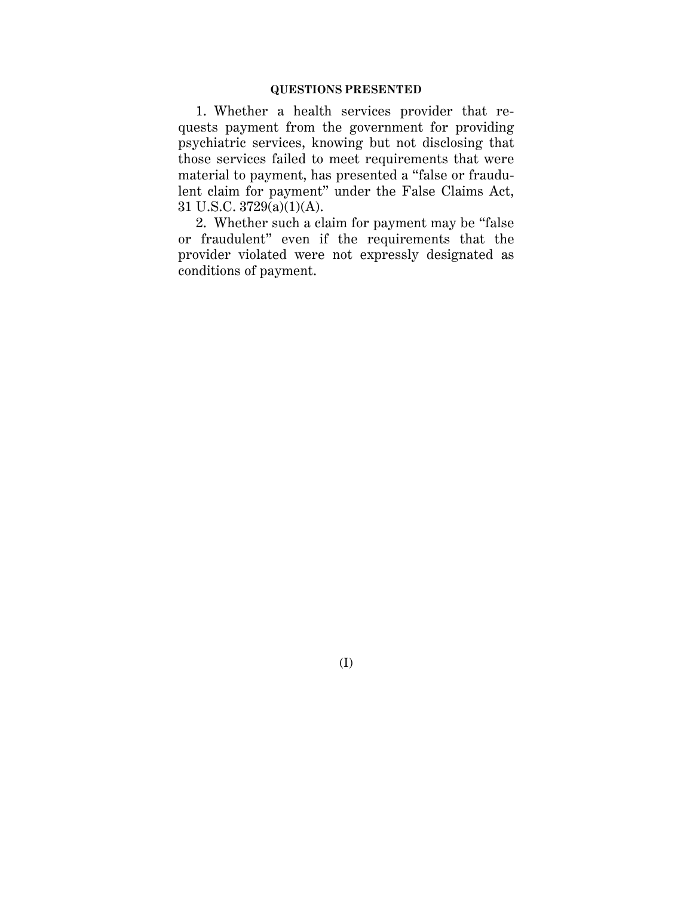## QUESTIONS PRESENTED

1. Whether a health services provider that requests payment from the government for providing psychiatric services, knowing but not disclosing that those services failed to meet requirements that were material to payment, has presented a "false or fraudulent claim for payment" under the False Claims Act, 31 U.S.C. 3729(a)(1)(A).

2. Whether such a claim for payment may be "false or fraudulent" even if the requirements that the provider violated were not expressly designated as conditions of payment.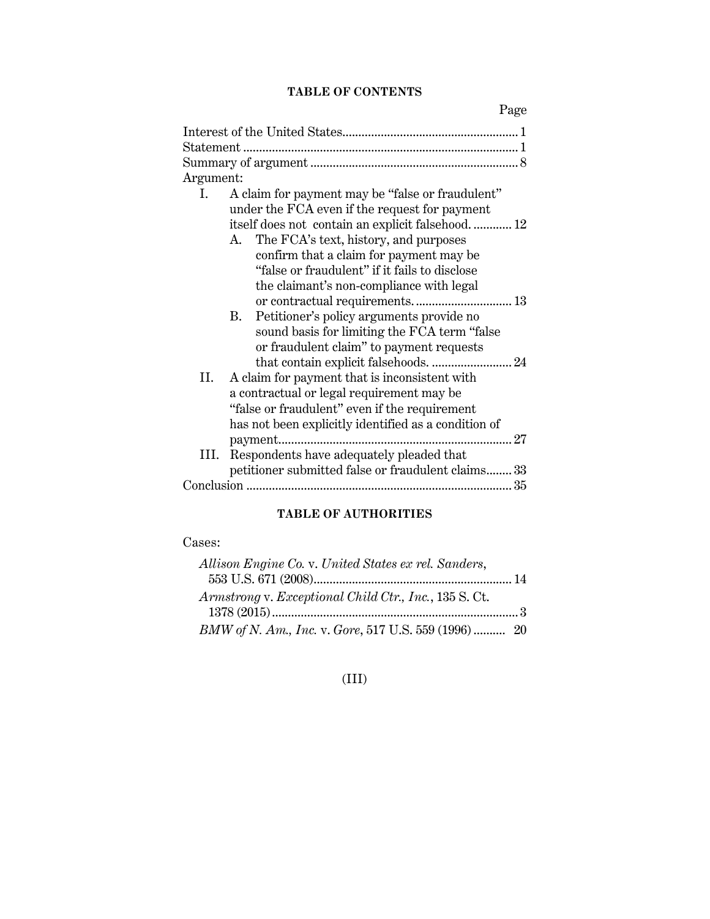**TABLE OF CONTENTS**

| | Page |
|---|---|
| Interest of the United States | 1 |
| Statement | 1 |
| Summary of argument | 8 |
| Argument: | |
| I. A claim for payment may be "false or fraudulent" under the FCA even if the request for payment itself does not contain an explicit falsehood. | 12 |
| A. The FCA's text, history, and purposes confirm that a claim for payment may be "false or fraudulent" if it fails to disclose the claimant's non-compliance with legal or contractual requirements. | 13 |
| B. Petitioner's policy arguments provide no sound basis for limiting the FCA term "false or fraudulent claim" to payment requests that contain explicit falsehoods. | 24 |
| II. A claim for payment that is inconsistent with a contractual or legal requirement may be "false or fraudulent" even if the requirement has not been explicitly identified as a condition of payment | 27 |
| III. Respondents have adequately pleaded that petitioner submitted false or fraudulent claims | 33 |
| Conclusion | 35 |

**TABLE OF AUTHORITIES**

Cases:

| | Page |
|---|---|
| *Allison Engine Co.* v. *United States ex rel. Sanders*, 553 U.S. 671 (2008) | 14 |
| *Armstrong* v. *Exceptional Child Ctr., Inc.*, 135 S. Ct. 1378 (2015) | 3 |
| *BMW of N. Am., Inc.* v. *Gore*, 517 U.S. 559 (1996) | 20 |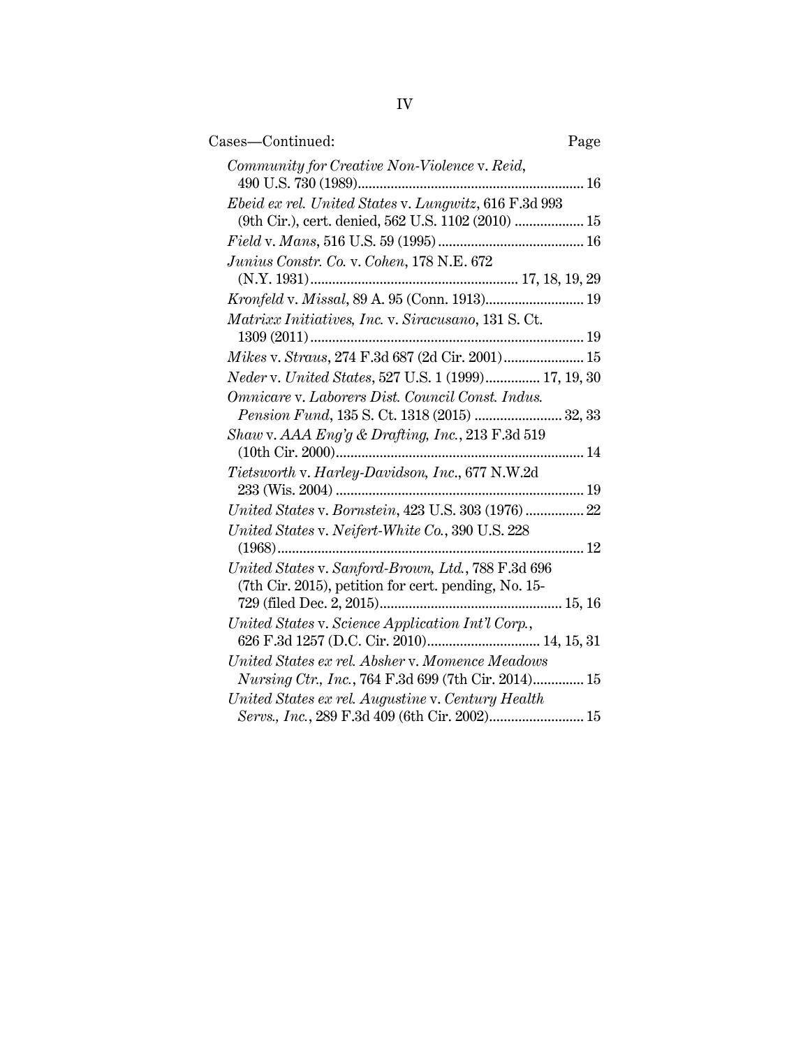Cases—Continued: Page

*Community for Creative Non-Violence* v. *Reid*, 490 U.S. 730 (1989) .... 16

*Ebeid ex rel. United States* v. *Lungwitz*, 616 F.3d 993 (9th Cir.), cert. denied, 562 U.S. 1102 (2010) .... 15

*Field* v. *Mans*, 516 U.S. 59 (1995) .... 16

*Junius Constr. Co.* v. *Cohen*, 178 N.E. 672 (N.Y. 1931) .... 17, 18, 19, 29

*Kronfeld* v. *Missal*, 89 A. 95 (Conn. 1913) .... 19

*Matrixx Initiatives, Inc.* v. *Siracusano*, 131 S. Ct. 1309 (2011) .... 19

*Mikes* v. *Straus*, 274 F.3d 687 (2d Cir. 2001) .... 15

*Neder* v. *United States*, 527 U.S. 1 (1999) .... 17, 19, 30

*Omnicare* v. *Laborers Dist. Council Const. Indus. Pension Fund*, 135 S. Ct. 1318 (2015) .... 32, 33

*Shaw* v. *AAA Eng'g & Drafting, Inc.*, 213 F.3d 519 (10th Cir. 2000) .... 14

*Tietsworth* v. *Harley-Davidson, Inc.*, 677 N.W.2d 233 (Wis. 2004) .... 19

*United States* v. *Bornstein*, 423 U.S. 303 (1976) .... 22

*United States* v. *Neifert-White Co.*, 390 U.S. 228 (1968) .... 12

*United States* v. *Sanford-Brown, Ltd.*, 788 F.3d 696 (7th Cir. 2015), petition for cert. pending, No. 15-729 (filed Dec. 2, 2015) .... 15, 16

*United States* v. *Science Application Int'l Corp.*, 626 F.3d 1257 (D.C. Cir. 2010) .... 14, 15, 31

*United States ex rel. Absher* v. *Momence Meadows Nursing Ctr., Inc.*, 764 F.3d 699 (7th Cir. 2014) .... 15

*United States ex rel. Augustine* v. *Century Health Servs., Inc.*, 289 F.3d 409 (6th Cir. 2002) .... 15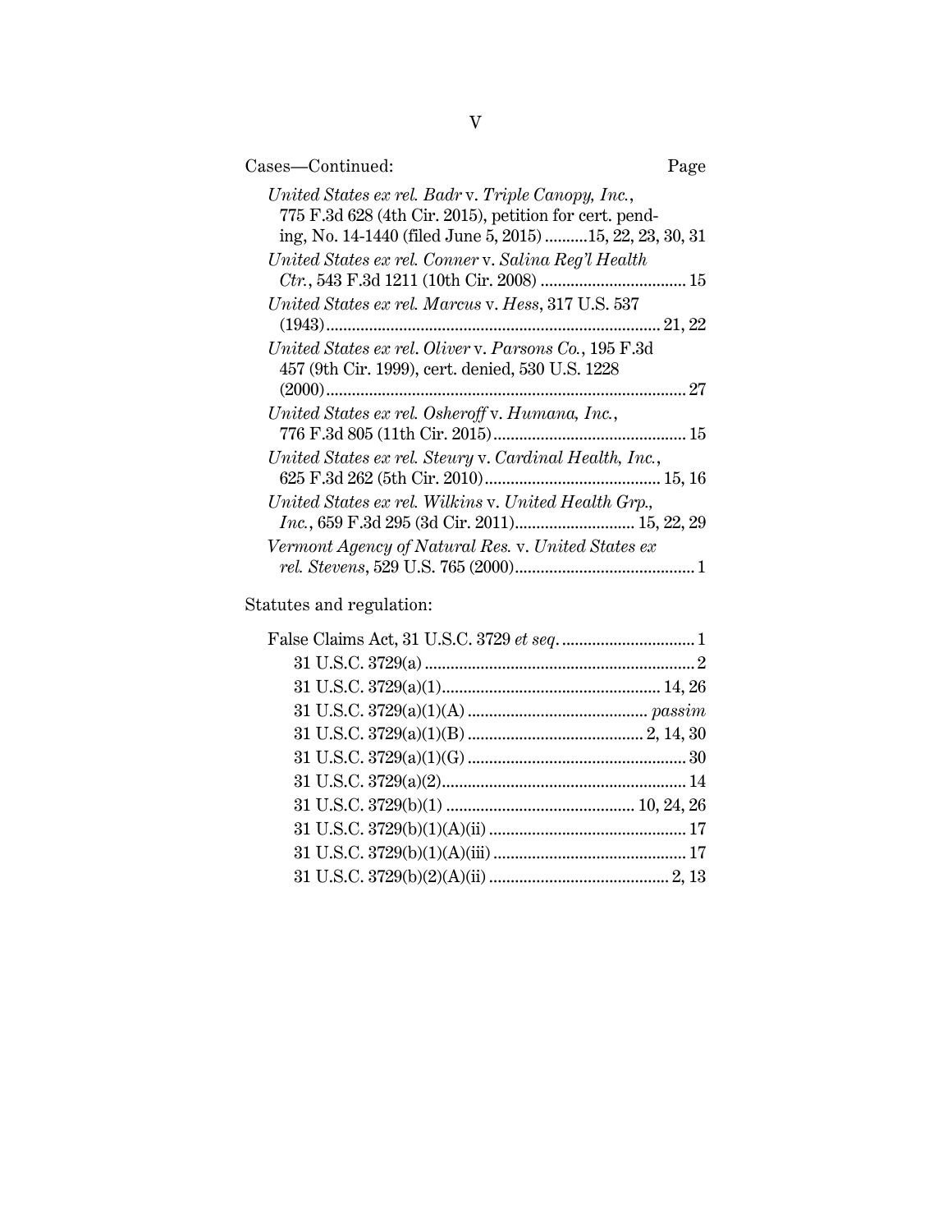Cases—Continued: Page

*United States ex rel. Badr* v. *Triple Canopy, Inc.*, 775 F.3d 628 (4th Cir. 2015), petition for cert. pending, No. 14-1440 (filed June 5, 2015) ..........15, 22, 23, 30, 31

*United States ex rel. Conner* v. *Salina Reg'l Health Ctr.*, 543 F.3d 1211 (10th Cir. 2008) .................................. 15

*United States ex rel. Marcus* v. *Hess*, 317 U.S. 537 (1943)............................................................................. 21, 22

*United States ex rel. Oliver* v. *Parsons Co.*, 195 F.3d 457 (9th Cir. 1999), cert. denied, 530 U.S. 1228 (2000)................................................................................. 27

*United States ex rel. Osheroff* v. *Humana, Inc.*, 776 F.3d 805 (11th Cir. 2015)............................................ 15

*United States ex rel. Steury* v. *Cardinal Health, Inc.*, 625 F.3d 262 (5th Cir. 2010)......................................... 15, 16

*United States ex rel. Wilkins* v. *United Health Grp., Inc.*, 659 F.3d 295 (3d Cir. 2011)............................ 15, 22, 29

*Vermont Agency of Natural Res.* v. *United States ex rel. Stevens*, 529 U.S. 765 (2000).......................................... 1

Statutes and regulation:

False Claims Act, 31 U.S.C. 3729 *et seq.* ............................... 1

31 U.S.C. 3729(a) ............................................................... 2

31 U.S.C. 3729(a)(1).................................................. 14, 26

31 U.S.C. 3729(a)(1)(A) .......................................... *passim*

31 U.S.C. 3729(a)(1)(B) ........................................ 2, 14, 30

31 U.S.C. 3729(a)(1)(G) .................................................. 30

31 U.S.C. 3729(a)(2)......................................................... 14

31 U.S.C. 3729(b)(1) ........................................... 10, 24, 26

31 U.S.C. 3729(b)(1)(A)(ii) ............................................. 17

31 U.S.C. 3729(b)(1)(A)(iii) ............................................ 17

31 U.S.C. 3729(b)(2)(A)(ii) ......................................... 2, 13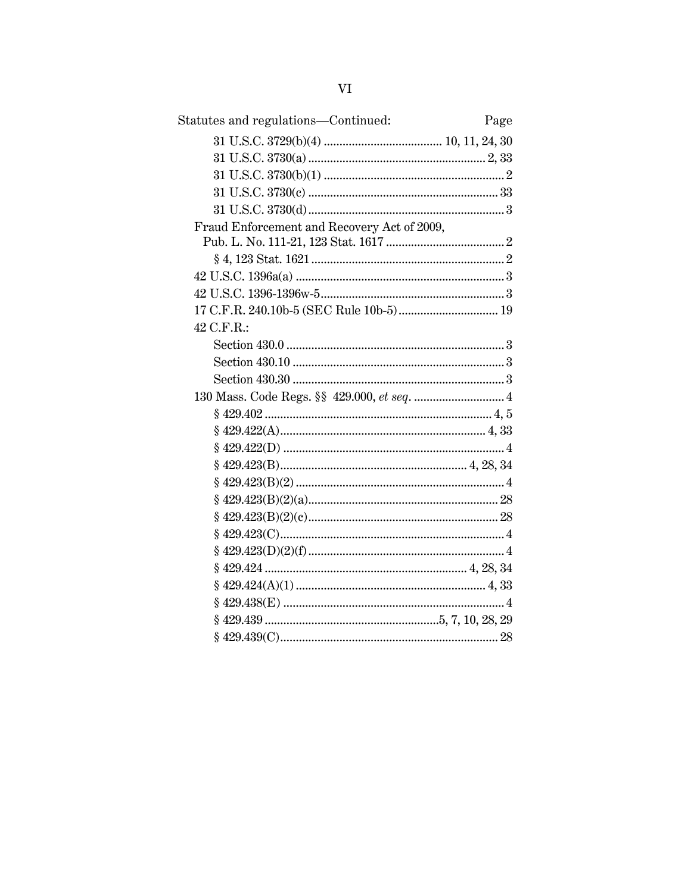| Statutes and regulations—Continued: | Page |
|---|---|
| 31 U.S.C. 3729(b)(4) | 10, 11, 24, 30 |
| 31 U.S.C. 3730(a) | 2, 33 |
| 31 U.S.C. 3730(b)(1) | 2 |
| 31 U.S.C. 3730(c) | 33 |
| 31 U.S.C. 3730(d) | 3 |
| Fraud Enforcement and Recovery Act of 2009, Pub. L. No. 111-21, 123 Stat. 1617 | 2 |
| § 4, 123 Stat. 1621 | 2 |
| 42 U.S.C. 1396a(a) | 3 |
| 42 U.S.C. 1396-1396w-5 | 3 |
| 17 C.F.R. 240.10b-5 (SEC Rule 10b-5) | 19 |
| 42 C.F.R.: | |
| Section 430.0 | 3 |
| Section 430.10 | 3 |
| Section 430.30 | 3 |
| 130 Mass. Code Regs. §§ 429.000, *et seq.* | 4 |
| § 429.402 | 4, 5 |
| § 429.422(A) | 4, 33 |
| § 429.422(D) | 4 |
| § 429.423(B) | 4, 28, 34 |
| § 429.423(B)(2) | 4 |
| § 429.423(B)(2)(a) | 28 |
| § 429.423(B)(2)(c) | 28 |
| § 429.423(C) | 4 |
| § 429.423(D)(2)(f) | 4 |
| § 429.424 | 4, 28, 34 |
| § 429.424(A)(1) | 4, 33 |
| § 429.438(E) | 4 |
| § 429.439 | 5, 7, 10, 28, 29 |
| § 429.439(C) | 28 |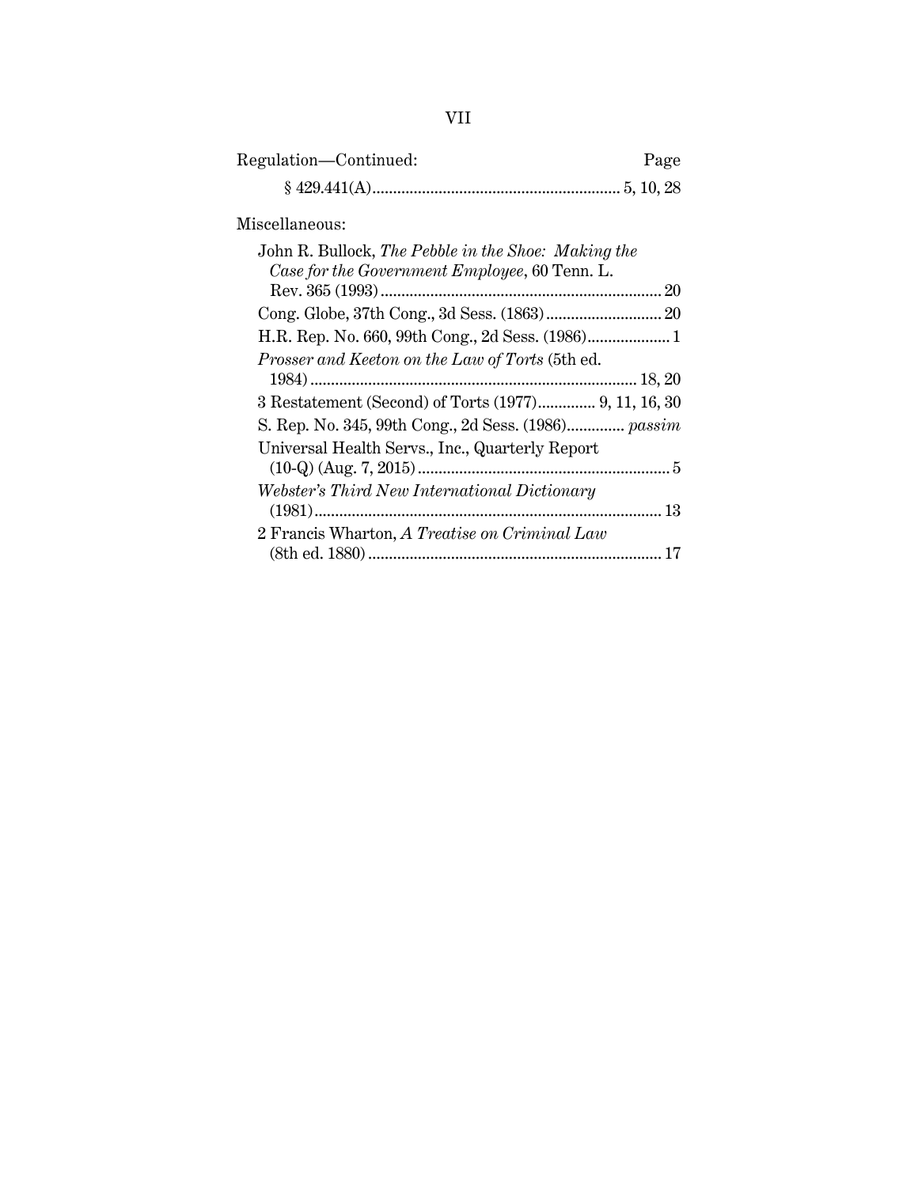Regulation—Continued: Page

§ 429.441(A) ........ 5, 10, 28

Miscellaneous:

John R. Bullock, *The Pebble in the Shoe: Making the Case for the Government Employee*, 60 Tenn. L. Rev. 365 (1993) ........ 20

Cong. Globe, 37th Cong., 3d Sess. (1863) ........ 20

H.R. Rep. No. 660, 99th Cong., 2d Sess. (1986) ........ 1

*Prosser and Keeton on the Law of Torts* (5th ed. 1984) ........ 18, 20

3 Restatement (Second) of Torts (1977) ........ 9, 11, 16, 30

S. Rep. No. 345, 99th Cong., 2d Sess. (1986) ........ *passim*

Universal Health Servs., Inc., Quarterly Report (10-Q) (Aug. 7, 2015) ........ 5

*Webster's Third New International Dictionary* (1981) ........ 13

2 Francis Wharton, *A Treatise on Criminal Law* (8th ed. 1880) ........ 17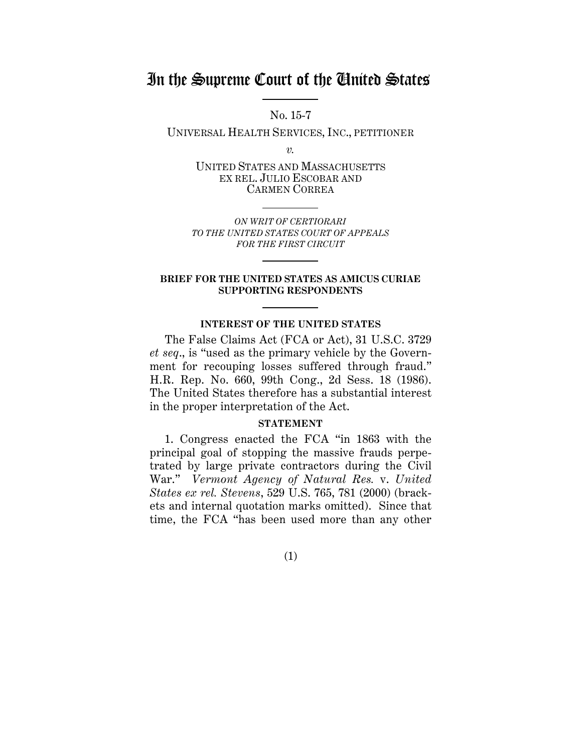# In the Supreme Court of the United States

No. 15-7

UNIVERSAL HEALTH SERVICES, INC., PETITIONER

*v.*

UNITED STATES AND MASSACHUSETTS EX REL. JULIO ESCOBAR AND CARMEN CORREA

*ON WRIT OF CERTIORARI TO THE UNITED STATES COURT OF APPEALS FOR THE FIRST CIRCUIT*

**BRIEF FOR THE UNITED STATES AS AMICUS CURIAE SUPPORTING RESPONDENTS**

**INTEREST OF THE UNITED STATES**

The False Claims Act (FCA or Act), 31 U.S.C. 3729 *et seq*., is "used as the primary vehicle by the Government for recouping losses suffered through fraud." H.R. Rep. No. 660, 99th Cong., 2d Sess. 18 (1986). The United States therefore has a substantial interest in the proper interpretation of the Act.

**STATEMENT**

1. Congress enacted the FCA "in 1863 with the principal goal of stopping the massive frauds perpetrated by large private contractors during the Civil War." *Vermont Agency of Natural Res.* v. *United States ex rel. Stevens*, 529 U.S. 765, 781 (2000) (brackets and internal quotation marks omitted). Since that time, the FCA "has been used more than any other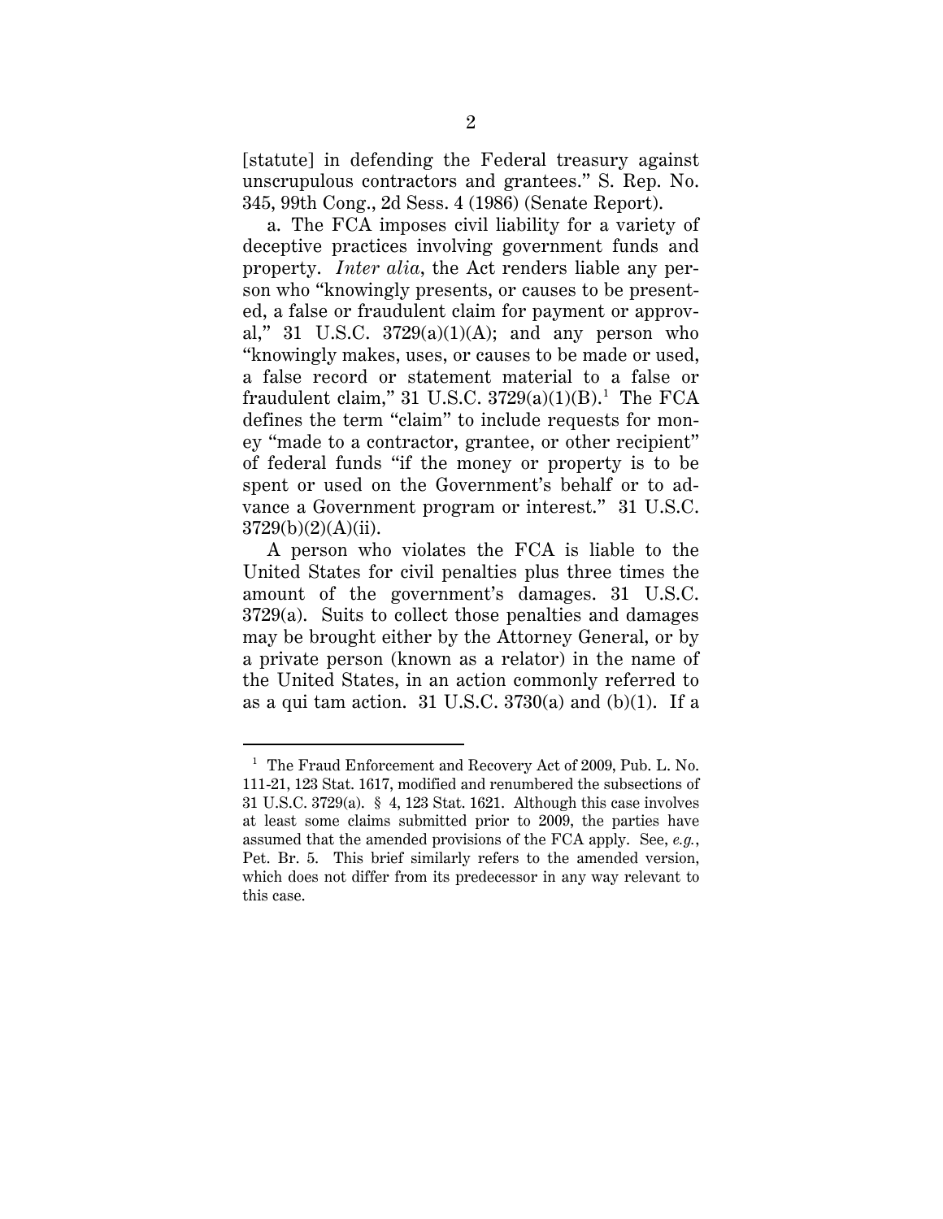[statute] in defending the Federal treasury against unscrupulous contractors and grantees." S. Rep. No. 345, 99th Cong., 2d Sess. 4 (1986) (Senate Report).

a. The FCA imposes civil liability for a variety of deceptive practices involving government funds and property. *Inter alia*, the Act renders liable any person who "knowingly presents, or causes to be presented, a false or fraudulent claim for payment or approval," 31 U.S.C. 3729(a)(1)(A); and any person who "knowingly makes, uses, or causes to be made or used, a false record or statement material to a false or fraudulent claim," 31 U.S.C. 3729(a)(1)(B).[1] The FCA defines the term "claim" to include requests for money "made to a contractor, grantee, or other recipient" of federal funds "if the money or property is to be spent or used on the Government's behalf or to advance a Government program or interest." 31 U.S.C. 3729(b)(2)(A)(ii).

A person who violates the FCA is liable to the United States for civil penalties plus three times the amount of the government's damages. 31 U.S.C. 3729(a). Suits to collect those penalties and damages may be brought either by the Attorney General, or by a private person (known as a relator) in the name of the United States, in an action commonly referred to as a qui tam action. 31 U.S.C. 3730(a) and (b)(1). If a

---

[1] The Fraud Enforcement and Recovery Act of 2009, Pub. L. No. 111-21, 123 Stat. 1617, modified and renumbered the subsections of 31 U.S.C. 3729(a). § 4, 123 Stat. 1621. Although this case involves at least some claims submitted prior to 2009, the parties have assumed that the amended provisions of the FCA apply. See, *e.g.*, Pet. Br. 5. This brief similarly refers to the amended version, which does not differ from its predecessor in any way relevant to this case.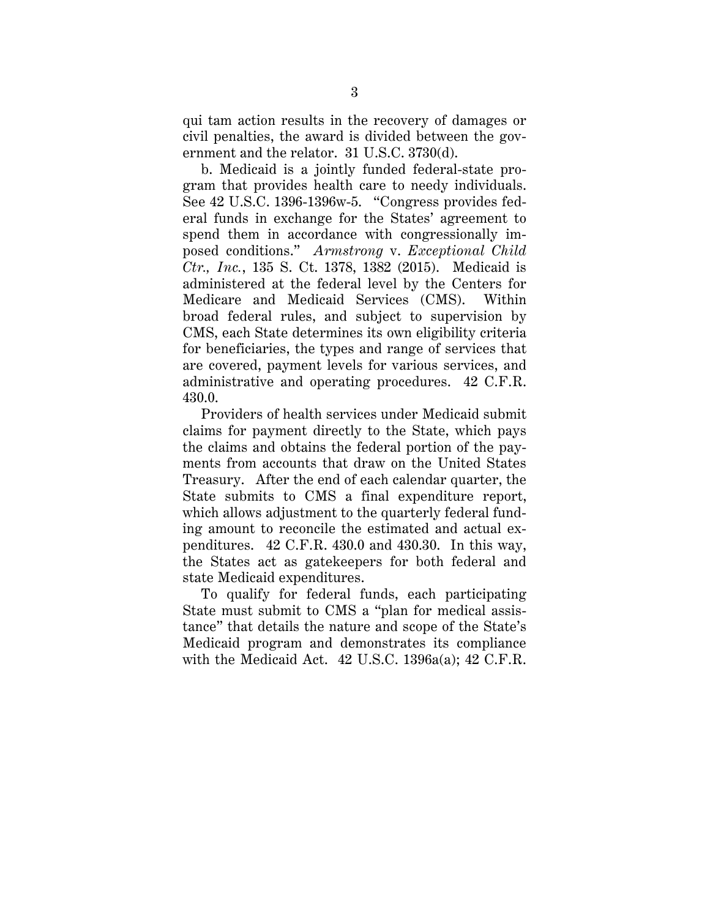qui tam action results in the recovery of damages or civil penalties, the award is divided between the government and the relator. 31 U.S.C. 3730(d).

b. Medicaid is a jointly funded federal-state program that provides health care to needy individuals. See 42 U.S.C. 1396-1396w-5. "Congress provides federal funds in exchange for the States' agreement to spend them in accordance with congressionally imposed conditions." *Armstrong* v. *Exceptional Child Ctr., Inc.*, 135 S. Ct. 1378, 1382 (2015). Medicaid is administered at the federal level by the Centers for Medicare and Medicaid Services (CMS). Within broad federal rules, and subject to supervision by CMS, each State determines its own eligibility criteria for beneficiaries, the types and range of services that are covered, payment levels for various services, and administrative and operating procedures. 42 C.F.R. 430.0.

Providers of health services under Medicaid submit claims for payment directly to the State, which pays the claims and obtains the federal portion of the payments from accounts that draw on the United States Treasury. After the end of each calendar quarter, the State submits to CMS a final expenditure report, which allows adjustment to the quarterly federal funding amount to reconcile the estimated and actual expenditures. 42 C.F.R. 430.0 and 430.30. In this way, the States act as gatekeepers for both federal and state Medicaid expenditures.

To qualify for federal funds, each participating State must submit to CMS a "plan for medical assistance" that details the nature and scope of the State's Medicaid program and demonstrates its compliance with the Medicaid Act. 42 U.S.C. 1396a(a); 42 C.F.R.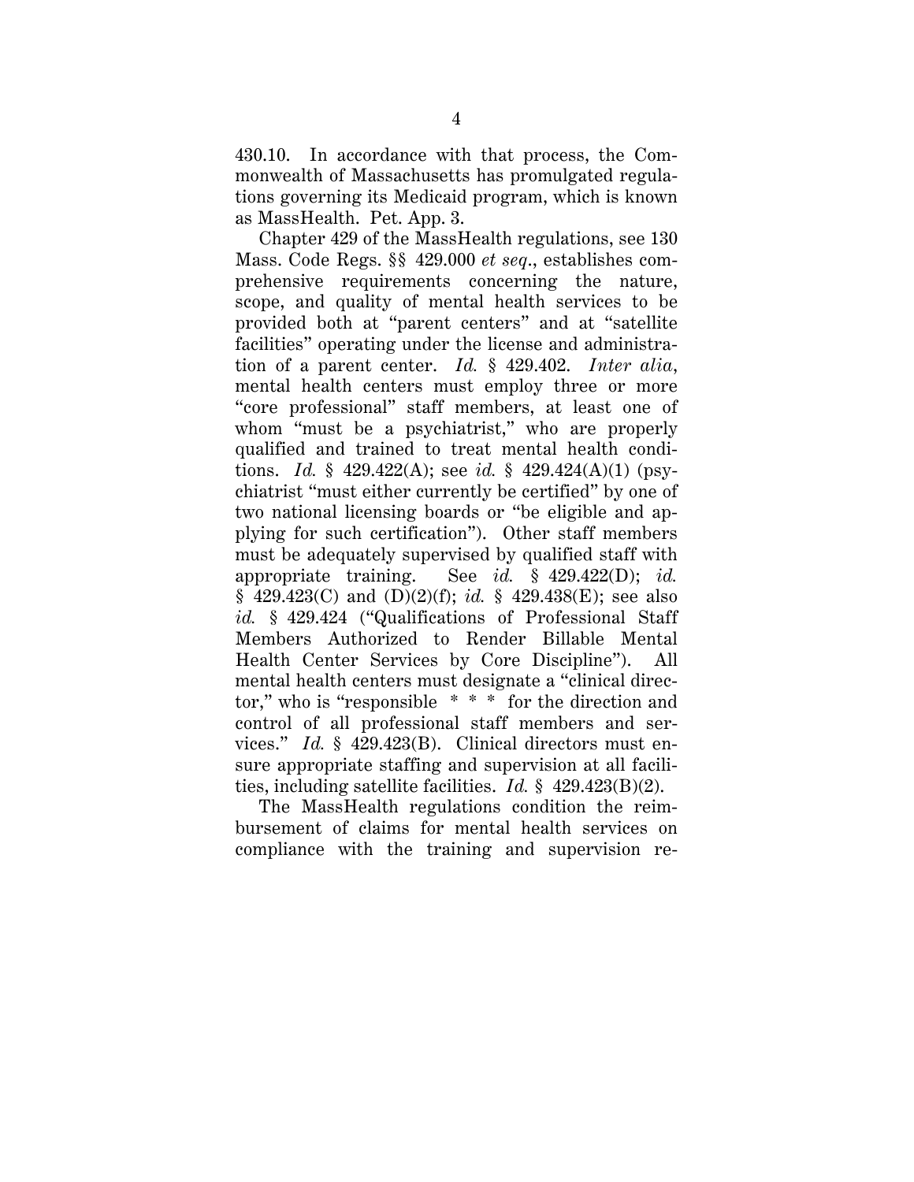430.10. In accordance with that process, the Commonwealth of Massachusetts has promulgated regulations governing its Medicaid program, which is known as MassHealth. Pet. App. 3.

Chapter 429 of the MassHealth regulations, see 130 Mass. Code Regs. §§ 429.000 *et seq*., establishes comprehensive requirements concerning the nature, scope, and quality of mental health services to be provided both at "parent centers" and at "satellite facilities" operating under the license and administration of a parent center. *Id.* § 429.402. *Inter alia*, mental health centers must employ three or more "core professional" staff members, at least one of whom "must be a psychiatrist," who are properly qualified and trained to treat mental health conditions. *Id.* § 429.422(A); see *id.* § 429.424(A)(1) (psychiatrist "must either currently be certified" by one of two national licensing boards or "be eligible and applying for such certification"). Other staff members must be adequately supervised by qualified staff with appropriate training. See *id.* § 429.422(D); *id.* § 429.423(C) and (D)(2)(f); *id.* § 429.438(E); see also *id.* § 429.424 ("Qualifications of Professional Staff Members Authorized to Render Billable Mental Health Center Services by Core Discipline"). All mental health centers must designate a "clinical director," who is "responsible * * * for the direction and control of all professional staff members and services." *Id.* § 429.423(B). Clinical directors must ensure appropriate staffing and supervision at all facilities, including satellite facilities. *Id.* § 429.423(B)(2).

The MassHealth regulations condition the reimbursement of claims for mental health services on compliance with the training and supervision re-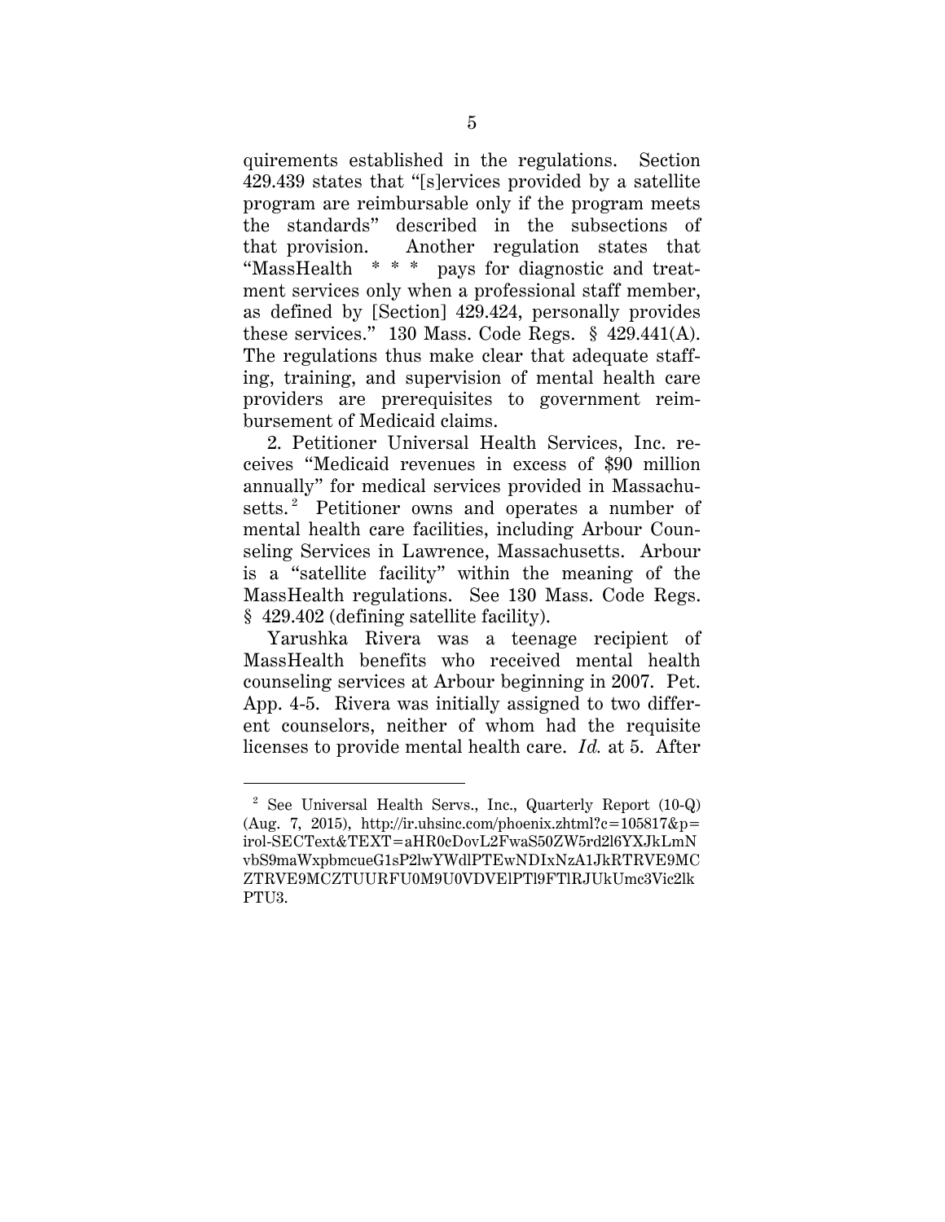quirements established in the regulations. Section 429.439 states that "[s]ervices provided by a satellite program are reimbursable only if the program meets the standards" described in the subsections of that provision. Another regulation states that "MassHealth * * * pays for diagnostic and treatment services only when a professional staff member, as defined by [Section] 429.424, personally provides these services." 130 Mass. Code Regs. § 429.441(A). The regulations thus make clear that adequate staffing, training, and supervision of mental health care providers are prerequisites to government reimbursement of Medicaid claims.

2. Petitioner Universal Health Services, Inc. receives "Medicaid revenues in excess of $90 million annually" for medical services provided in Massachusetts.[2] Petitioner owns and operates a number of mental health care facilities, including Arbour Counseling Services in Lawrence, Massachusetts. Arbour is a "satellite facility" within the meaning of the MassHealth regulations. See 130 Mass. Code Regs. § 429.402 (defining satellite facility).

Yarushka Rivera was a teenage recipient of MassHealth benefits who received mental health counseling services at Arbour beginning in 2007. Pet. App. 4-5. Rivera was initially assigned to two different counselors, neither of whom had the requisite licenses to provide mental health care. *Id.* at 5. After

[2] See Universal Health Servs., Inc., Quarterly Report (10-Q) (Aug. 7, 2015), http://ir.uhsinc.com/phoenix.zhtml?c=105817&p=irol-SECText&TEXT=aHR0cDovL2FwaS50ZW5rd2l6YXJkLmNvbS9maWxpbmcueG1sP2lwYWdlPTEwNDIxNzA1JkRTRVE9MCZTRVE9MCZTUURFU0M9U0VDVElPTl9FTlRJUkUmc3Vic2lkPTU3.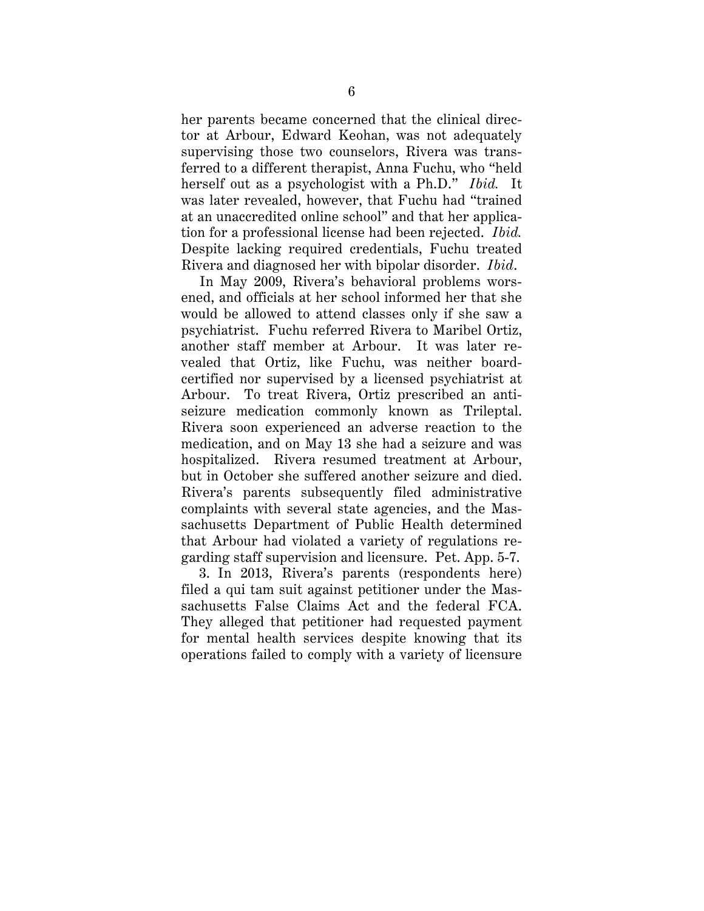her parents became concerned that the clinical director at Arbour, Edward Keohan, was not adequately supervising those two counselors, Rivera was transferred to a different therapist, Anna Fuchu, who "held herself out as a psychologist with a Ph.D." *Ibid.* It was later revealed, however, that Fuchu had "trained at an unaccredited online school" and that her application for a professional license had been rejected. *Ibid.* Despite lacking required credentials, Fuchu treated Rivera and diagnosed her with bipolar disorder. *Ibid*.

In May 2009, Rivera's behavioral problems worsened, and officials at her school informed her that she would be allowed to attend classes only if she saw a psychiatrist. Fuchu referred Rivera to Maribel Ortiz, another staff member at Arbour. It was later revealed that Ortiz, like Fuchu, was neither board-certified nor supervised by a licensed psychiatrist at Arbour. To treat Rivera, Ortiz prescribed an anti-seizure medication commonly known as Trileptal. Rivera soon experienced an adverse reaction to the medication, and on May 13 she had a seizure and was hospitalized. Rivera resumed treatment at Arbour, but in October she suffered another seizure and died. Rivera's parents subsequently filed administrative complaints with several state agencies, and the Massachusetts Department of Public Health determined that Arbour had violated a variety of regulations regarding staff supervision and licensure. Pet. App. 5-7.

3. In 2013, Rivera's parents (respondents here) filed a qui tam suit against petitioner under the Massachusetts False Claims Act and the federal FCA. They alleged that petitioner had requested payment for mental health services despite knowing that its operations failed to comply with a variety of licensure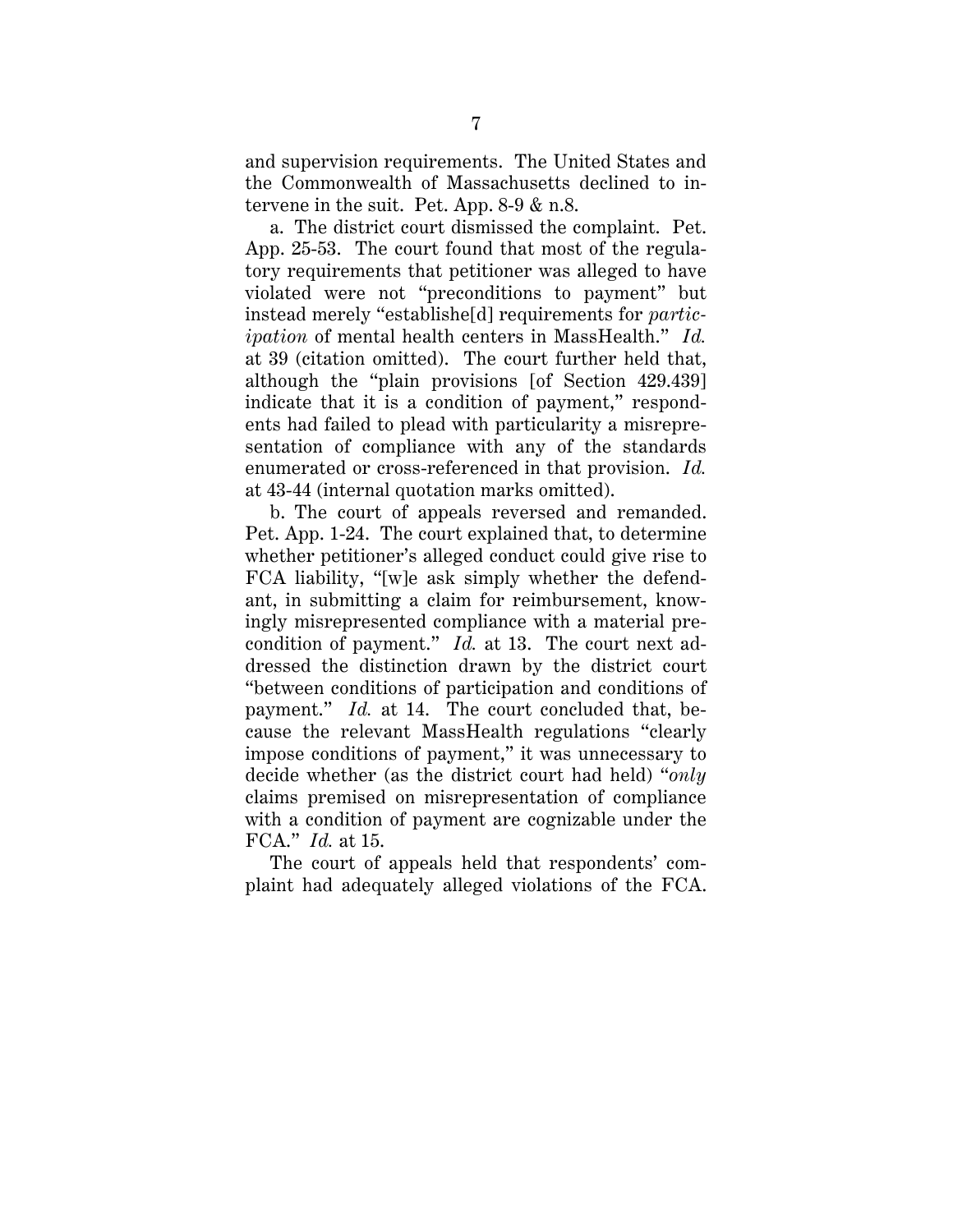and supervision requirements. The United States and the Commonwealth of Massachusetts declined to intervene in the suit. Pet. App. 8-9 & n.8.

a. The district court dismissed the complaint. Pet. App. 25-53. The court found that most of the regulatory requirements that petitioner was alleged to have violated were not "preconditions to payment" but instead merely "establishe[d] requirements for *participation* of mental health centers in MassHealth." *Id.* at 39 (citation omitted). The court further held that, although the "plain provisions [of Section 429.439] indicate that it is a condition of payment," respondents had failed to plead with particularity a misrepresentation of compliance with any of the standards enumerated or cross-referenced in that provision. *Id.* at 43-44 (internal quotation marks omitted).

b. The court of appeals reversed and remanded. Pet. App. 1-24. The court explained that, to determine whether petitioner's alleged conduct could give rise to FCA liability, "[w]e ask simply whether the defendant, in submitting a claim for reimbursement, knowingly misrepresented compliance with a material precondition of payment." *Id.* at 13. The court next addressed the distinction drawn by the district court "between conditions of participation and conditions of payment." *Id.* at 14. The court concluded that, because the relevant MassHealth regulations "clearly impose conditions of payment," it was unnecessary to decide whether (as the district court had held) "*only* claims premised on misrepresentation of compliance with a condition of payment are cognizable under the FCA." *Id.* at 15.

The court of appeals held that respondents' complaint had adequately alleged violations of the FCA.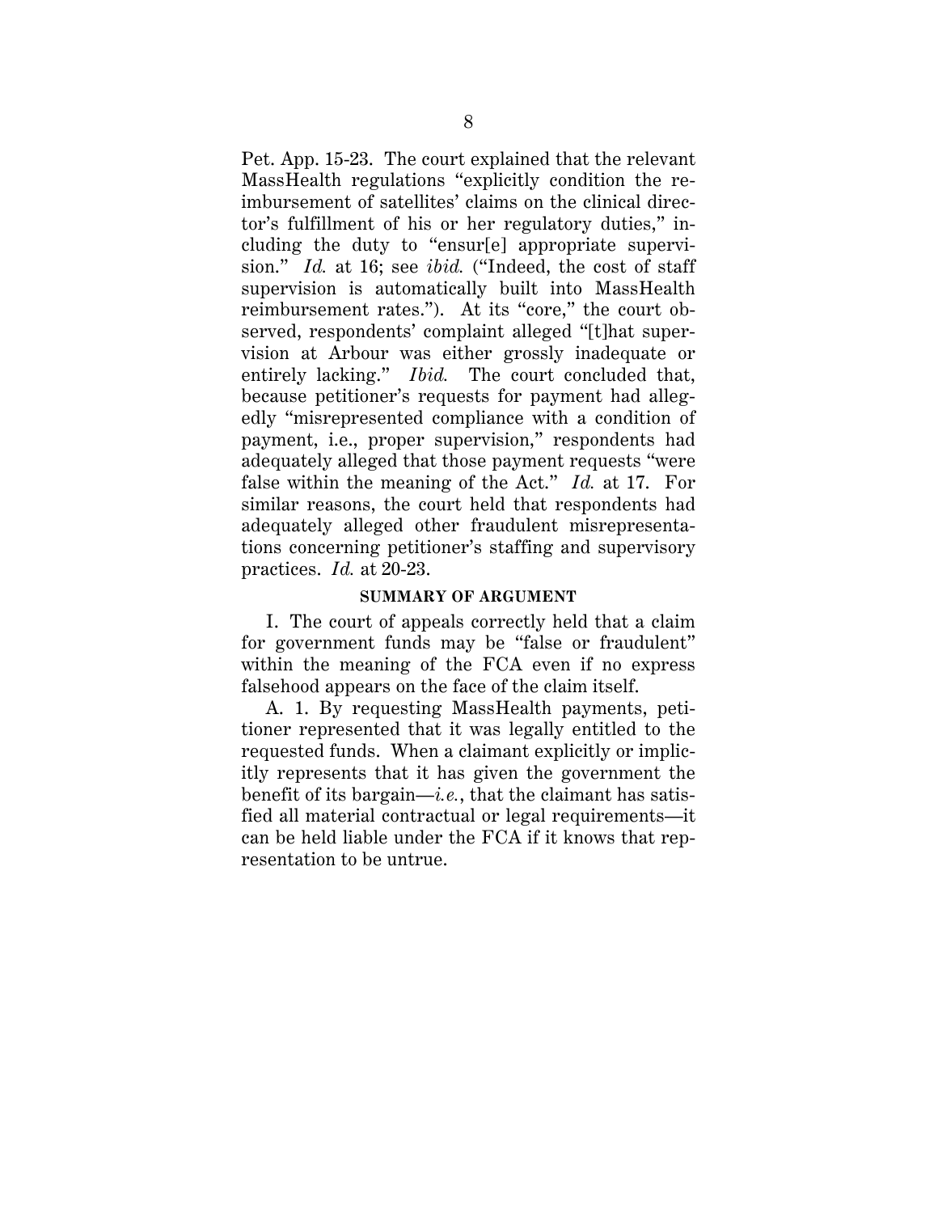Pet. App. 15-23. The court explained that the relevant MassHealth regulations "explicitly condition the reimbursement of satellites' claims on the clinical director's fulfillment of his or her regulatory duties," including the duty to "ensur[e] appropriate supervision." *Id.* at 16; see *ibid.* ("Indeed, the cost of staff supervision is automatically built into MassHealth reimbursement rates."). At its "core," the court observed, respondents' complaint alleged "[t]hat supervision at Arbour was either grossly inadequate or entirely lacking." *Ibid.* The court concluded that, because petitioner's requests for payment had allegedly "misrepresented compliance with a condition of payment, i.e., proper supervision," respondents had adequately alleged that those payment requests "were false within the meaning of the Act." *Id.* at 17. For similar reasons, the court held that respondents had adequately alleged other fraudulent misrepresentations concerning petitioner's staffing and supervisory practices. *Id.* at 20-23.

## SUMMARY OF ARGUMENT

I. The court of appeals correctly held that a claim for government funds may be "false or fraudulent" within the meaning of the FCA even if no express falsehood appears on the face of the claim itself.

A. 1. By requesting MassHealth payments, petitioner represented that it was legally entitled to the requested funds. When a claimant explicitly or implicitly represents that it has given the government the benefit of its bargain—*i.e.*, that the claimant has satisfied all material contractual or legal requirements—it can be held liable under the FCA if it knows that representation to be untrue.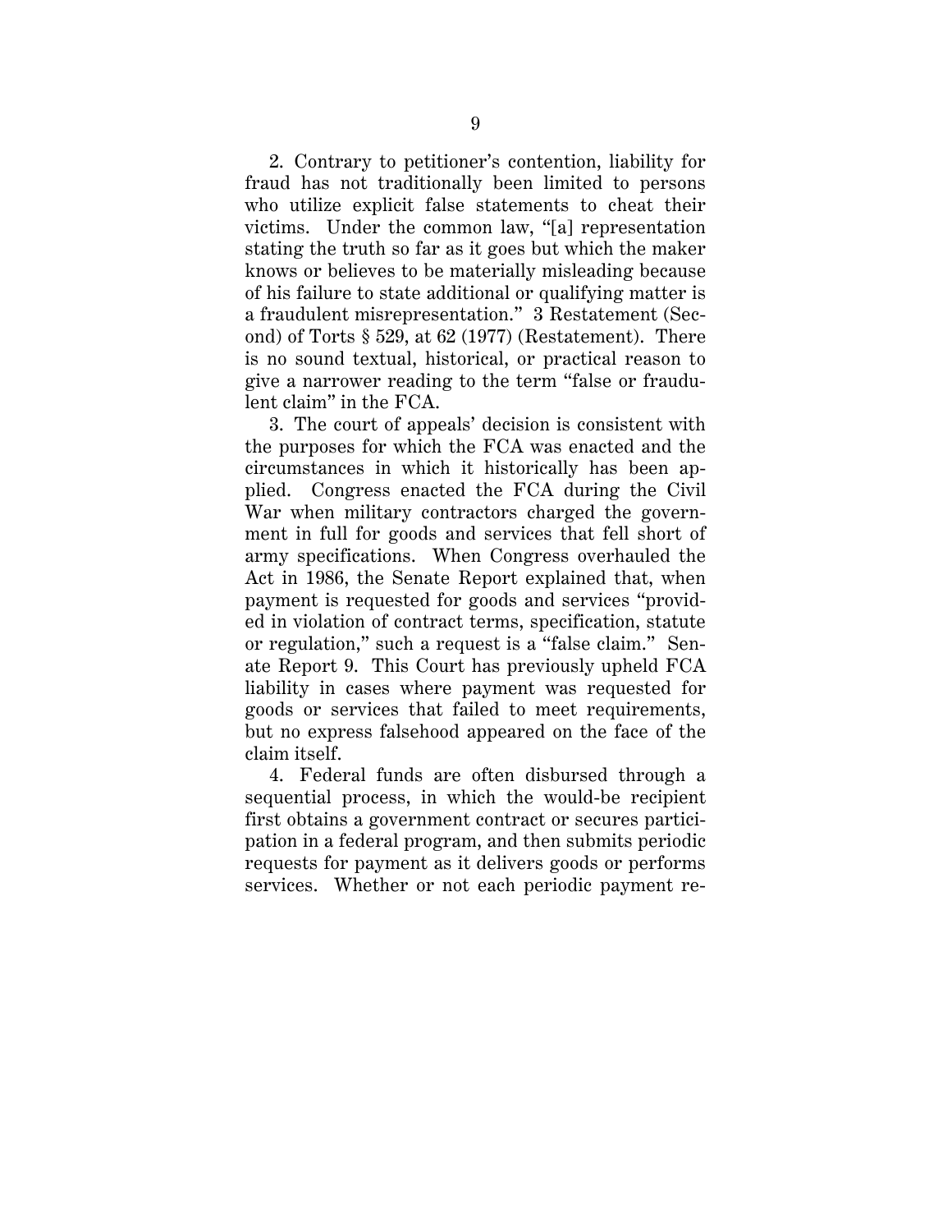2. Contrary to petitioner's contention, liability for fraud has not traditionally been limited to persons who utilize explicit false statements to cheat their victims. Under the common law, "[a] representation stating the truth so far as it goes but which the maker knows or believes to be materially misleading because of his failure to state additional or qualifying matter is a fraudulent misrepresentation." 3 Restatement (Second) of Torts § 529, at 62 (1977) (Restatement). There is no sound textual, historical, or practical reason to give a narrower reading to the term "false or fraudulent claim" in the FCA.

3. The court of appeals' decision is consistent with the purposes for which the FCA was enacted and the circumstances in which it historically has been applied. Congress enacted the FCA during the Civil War when military contractors charged the government in full for goods and services that fell short of army specifications. When Congress overhauled the Act in 1986, the Senate Report explained that, when payment is requested for goods and services "provided in violation of contract terms, specification, statute or regulation," such a request is a "false claim." Senate Report 9. This Court has previously upheld FCA liability in cases where payment was requested for goods or services that failed to meet requirements, but no express falsehood appeared on the face of the claim itself.

4. Federal funds are often disbursed through a sequential process, in which the would-be recipient first obtains a government contract or secures participation in a federal program, and then submits periodic requests for payment as it delivers goods or performs services. Whether or not each periodic payment re-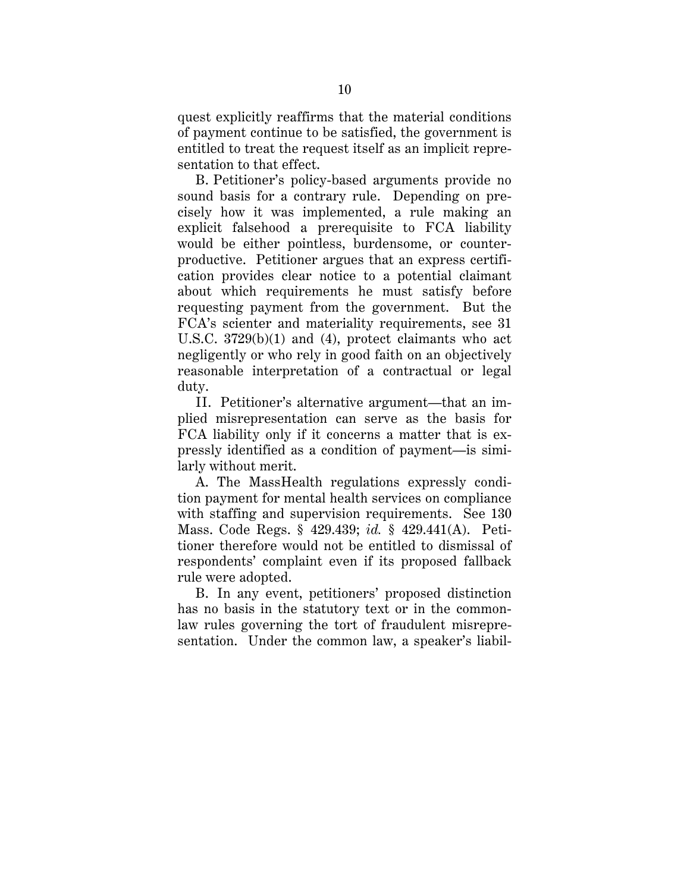quest explicitly reaffirms that the material conditions of payment continue to be satisfied, the government is entitled to treat the request itself as an implicit representation to that effect.

B. Petitioner's policy-based arguments provide no sound basis for a contrary rule. Depending on precisely how it was implemented, a rule making an explicit falsehood a prerequisite to FCA liability would be either pointless, burdensome, or counterproductive. Petitioner argues that an express certification provides clear notice to a potential claimant about which requirements he must satisfy before requesting payment from the government. But the FCA's scienter and materiality requirements, see 31 U.S.C. 3729(b)(1) and (4), protect claimants who act negligently or who rely in good faith on an objectively reasonable interpretation of a contractual or legal duty.

II. Petitioner's alternative argument—that an implied misrepresentation can serve as the basis for FCA liability only if it concerns a matter that is expressly identified as a condition of payment—is similarly without merit.

A. The MassHealth regulations expressly condition payment for mental health services on compliance with staffing and supervision requirements. See 130 Mass. Code Regs. § 429.439; *id.* § 429.441(A). Petitioner therefore would not be entitled to dismissal of respondents' complaint even if its proposed fallback rule were adopted.

B. In any event, petitioners' proposed distinction has no basis in the statutory text or in the common-law rules governing the tort of fraudulent misrepresentation. Under the common law, a speaker's liabil-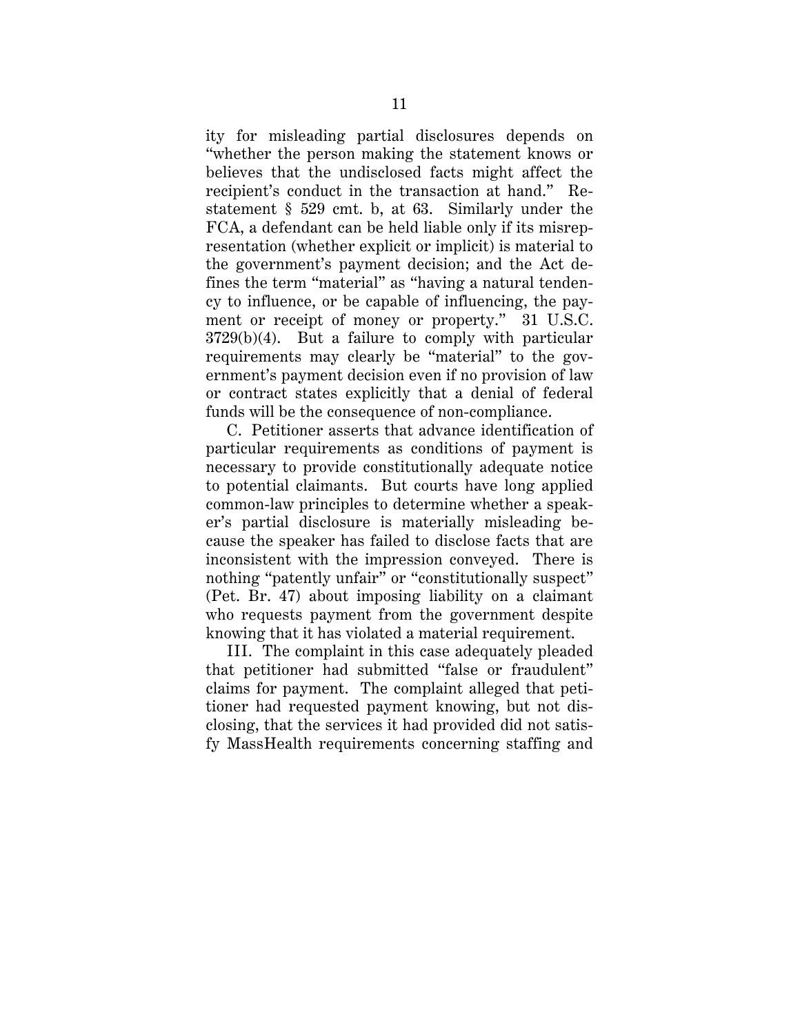ity for misleading partial disclosures depends on "whether the person making the statement knows or believes that the undisclosed facts might affect the recipient's conduct in the transaction at hand." Restatement § 529 cmt. b, at 63. Similarly under the FCA, a defendant can be held liable only if its misrepresentation (whether explicit or implicit) is material to the government's payment decision; and the Act defines the term "material" as "having a natural tendency to influence, or be capable of influencing, the payment or receipt of money or property." 31 U.S.C. 3729(b)(4). But a failure to comply with particular requirements may clearly be "material" to the government's payment decision even if no provision of law or contract states explicitly that a denial of federal funds will be the consequence of non-compliance.

C. Petitioner asserts that advance identification of particular requirements as conditions of payment is necessary to provide constitutionally adequate notice to potential claimants. But courts have long applied common-law principles to determine whether a speaker's partial disclosure is materially misleading because the speaker has failed to disclose facts that are inconsistent with the impression conveyed. There is nothing "patently unfair" or "constitutionally suspect" (Pet. Br. 47) about imposing liability on a claimant who requests payment from the government despite knowing that it has violated a material requirement.

III. The complaint in this case adequately pleaded that petitioner had submitted "false or fraudulent" claims for payment. The complaint alleged that petitioner had requested payment knowing, but not disclosing, that the services it had provided did not satisfy MassHealth requirements concerning staffing and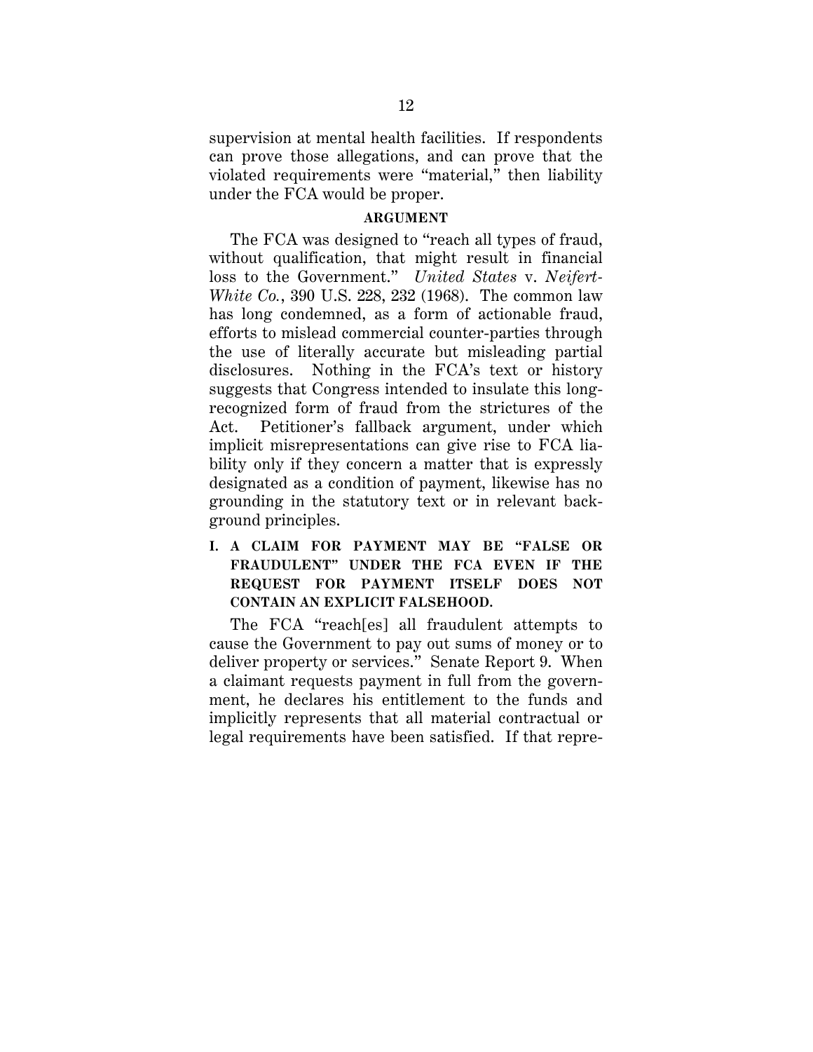supervision at mental health facilities. If respondents can prove those allegations, and can prove that the violated requirements were "material," then liability under the FCA would be proper.

## ARGUMENT

The FCA was designed to "reach all types of fraud, without qualification, that might result in financial loss to the Government." *United States* v. *Neifert-White Co.*, 390 U.S. 228, 232 (1968). The common law has long condemned, as a form of actionable fraud, efforts to mislead commercial counter-parties through the use of literally accurate but misleading partial disclosures. Nothing in the FCA's text or history suggests that Congress intended to insulate this long-recognized form of fraud from the strictures of the Act. Petitioner's fallback argument, under which implicit misrepresentations can give rise to FCA liability only if they concern a matter that is expressly designated as a condition of payment, likewise has no grounding in the statutory text or in relevant background principles.

### I. A CLAIM FOR PAYMENT MAY BE "FALSE OR FRAUDULENT" UNDER THE FCA EVEN IF THE REQUEST FOR PAYMENT ITSELF DOES NOT CONTAIN AN EXPLICIT FALSEHOOD.

The FCA "reach[es] all fraudulent attempts to cause the Government to pay out sums of money or to deliver property or services." Senate Report 9. When a claimant requests payment in full from the government, he declares his entitlement to the funds and implicitly represents that all material contractual or legal requirements have been satisfied. If that repre-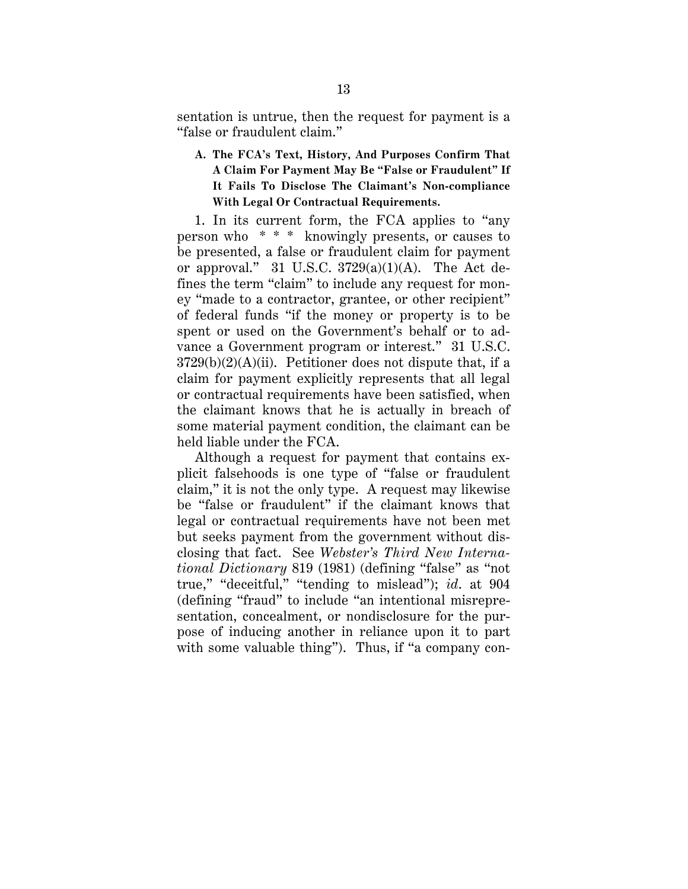sentation is untrue, then the request for payment is a "false or fraudulent claim."

### A. The FCA's Text, History, And Purposes Confirm That A Claim For Payment May Be "False or Fraudulent" If It Fails To Disclose The Claimant's Non-compliance With Legal Or Contractual Requirements.

1. In its current form, the FCA applies to "any person who * * * knowingly presents, or causes to be presented, a false or fraudulent claim for payment or approval." 31 U.S.C. 3729(a)(1)(A). The Act defines the term "claim" to include any request for money "made to a contractor, grantee, or other recipient" of federal funds "if the money or property is to be spent or used on the Government's behalf or to advance a Government program or interest." 31 U.S.C. 3729(b)(2)(A)(ii). Petitioner does not dispute that, if a claim for payment explicitly represents that all legal or contractual requirements have been satisfied, when the claimant knows that he is actually in breach of some material payment condition, the claimant can be held liable under the FCA.

Although a request for payment that contains explicit falsehoods is one type of "false or fraudulent claim," it is not the only type. A request may likewise be "false or fraudulent" if the claimant knows that legal or contractual requirements have not been met but seeks payment from the government without disclosing that fact. See *Webster's Third New International Dictionary* 819 (1981) (defining "false" as "not true," "deceitful," "tending to mislead"); *id*. at 904 (defining "fraud" to include "an intentional misrepresentation, concealment, or nondisclosure for the purpose of inducing another in reliance upon it to part with some valuable thing"). Thus, if "a company con-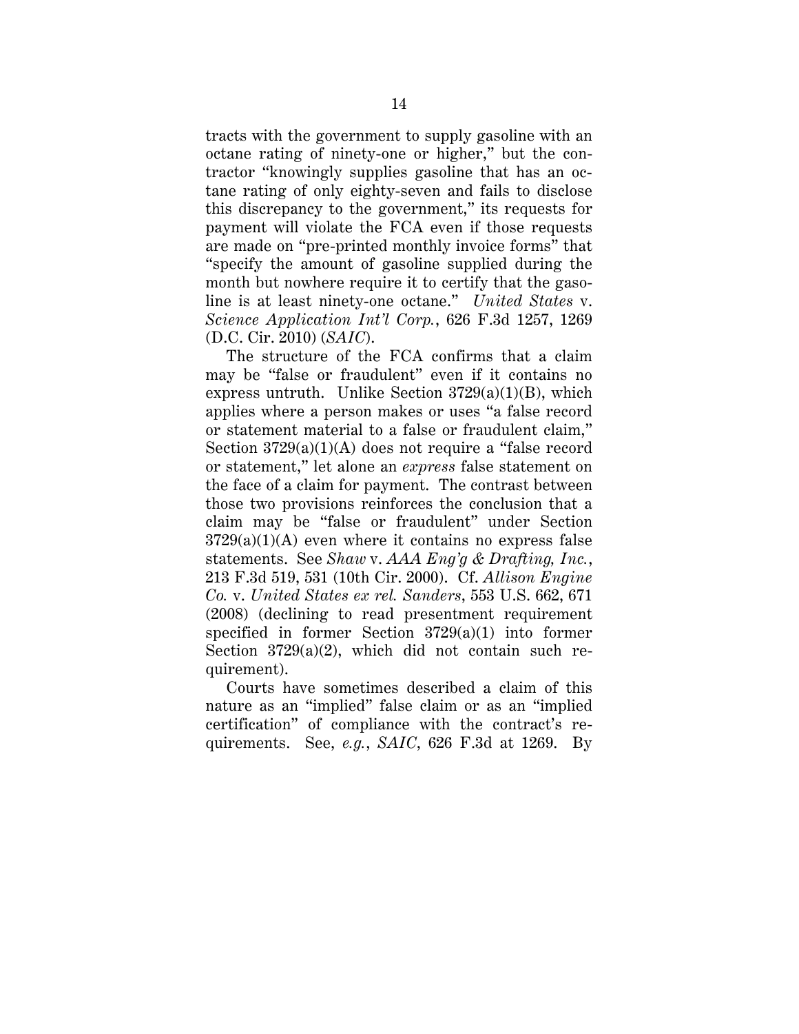tracts with the government to supply gasoline with an octane rating of ninety-one or higher," but the contractor "knowingly supplies gasoline that has an octane rating of only eighty-seven and fails to disclose this discrepancy to the government," its requests for payment will violate the FCA even if those requests are made on "pre-printed monthly invoice forms" that "specify the amount of gasoline supplied during the month but nowhere require it to certify that the gasoline is at least ninety-one octane." *United States* v. *Science Application Int'l Corp.*, 626 F.3d 1257, 1269 (D.C. Cir. 2010) (*SAIC*).

The structure of the FCA confirms that a claim may be "false or fraudulent" even if it contains no express untruth. Unlike Section 3729(a)(1)(B), which applies where a person makes or uses "a false record or statement material to a false or fraudulent claim," Section 3729(a)(1)(A) does not require a "false record or statement," let alone an *express* false statement on the face of a claim for payment. The contrast between those two provisions reinforces the conclusion that a claim may be "false or fraudulent" under Section 3729(a)(1)(A) even where it contains no express false statements. See *Shaw* v. *AAA Eng'g & Drafting, Inc.*, 213 F.3d 519, 531 (10th Cir. 2000). Cf. *Allison Engine Co.* v. *United States ex rel. Sanders*, 553 U.S. 662, 671 (2008) (declining to read presentment requirement specified in former Section 3729(a)(1) into former Section 3729(a)(2), which did not contain such requirement).

Courts have sometimes described a claim of this nature as an "implied" false claim or as an "implied certification" of compliance with the contract's requirements. See, *e.g.*, *SAIC*, 626 F.3d at 1269. By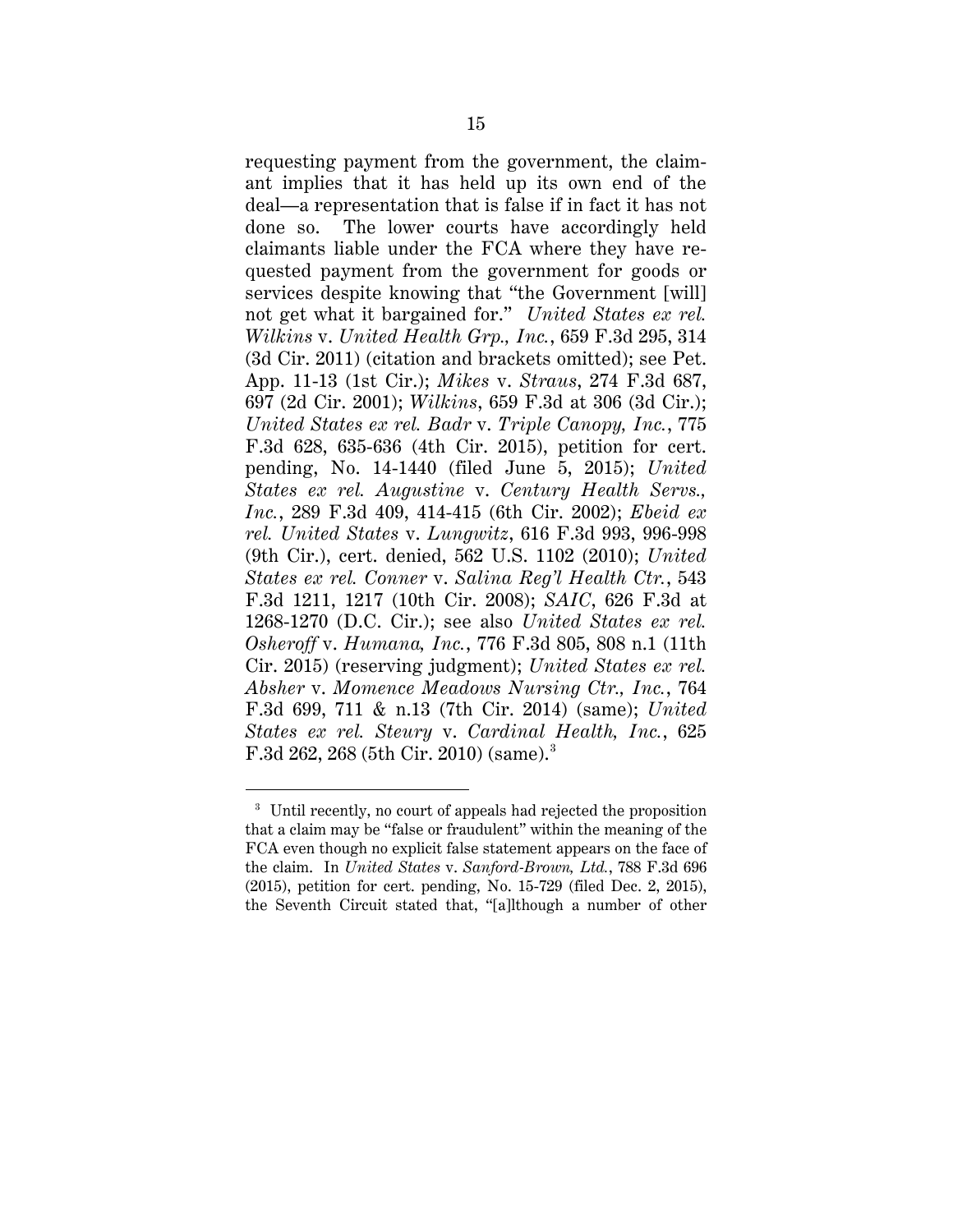requesting payment from the government, the claimant implies that it has held up its own end of the deal—a representation that is false if in fact it has not done so. The lower courts have accordingly held claimants liable under the FCA where they have requested payment from the government for goods or services despite knowing that "the Government [will] not get what it bargained for." *United States ex rel. Wilkins* v. *United Health Grp., Inc.*, 659 F.3d 295, 314 (3d Cir. 2011) (citation and brackets omitted); see Pet. App. 11-13 (1st Cir.); *Mikes* v. *Straus*, 274 F.3d 687, 697 (2d Cir. 2001); *Wilkins*, 659 F.3d at 306 (3d Cir.); *United States ex rel. Badr* v. *Triple Canopy, Inc.*, 775 F.3d 628, 635-636 (4th Cir. 2015), petition for cert. pending, No. 14-1440 (filed June 5, 2015); *United States ex rel. Augustine* v. *Century Health Servs., Inc.*, 289 F.3d 409, 414-415 (6th Cir. 2002); *Ebeid ex rel. United States* v. *Lungwitz*, 616 F.3d 993, 996-998 (9th Cir.), cert. denied, 562 U.S. 1102 (2010); *United States ex rel. Conner* v. *Salina Reg'l Health Ctr.*, 543 F.3d 1211, 1217 (10th Cir. 2008); *SAIC*, 626 F.3d at 1268-1270 (D.C. Cir.); see also *United States ex rel. Osheroff* v. *Humana, Inc.*, 776 F.3d 805, 808 n.1 (11th Cir. 2015) (reserving judgment); *United States ex rel. Absher* v. *Momence Meadows Nursing Ctr., Inc.*, 764 F.3d 699, 711 & n.13 (7th Cir. 2014) (same); *United States ex rel. Steury* v. *Cardinal Health, Inc.*, 625 F.3d 262, 268 (5th Cir. 2010) (same).[3]

[3] Until recently, no court of appeals had rejected the proposition that a claim may be "false or fraudulent" within the meaning of the FCA even though no explicit false statement appears on the face of the claim. In *United States* v. *Sanford-Brown, Ltd.*, 788 F.3d 696 (2015), petition for cert. pending, No. 15-729 (filed Dec. 2, 2015), the Seventh Circuit stated that, "[a]lthough a number of other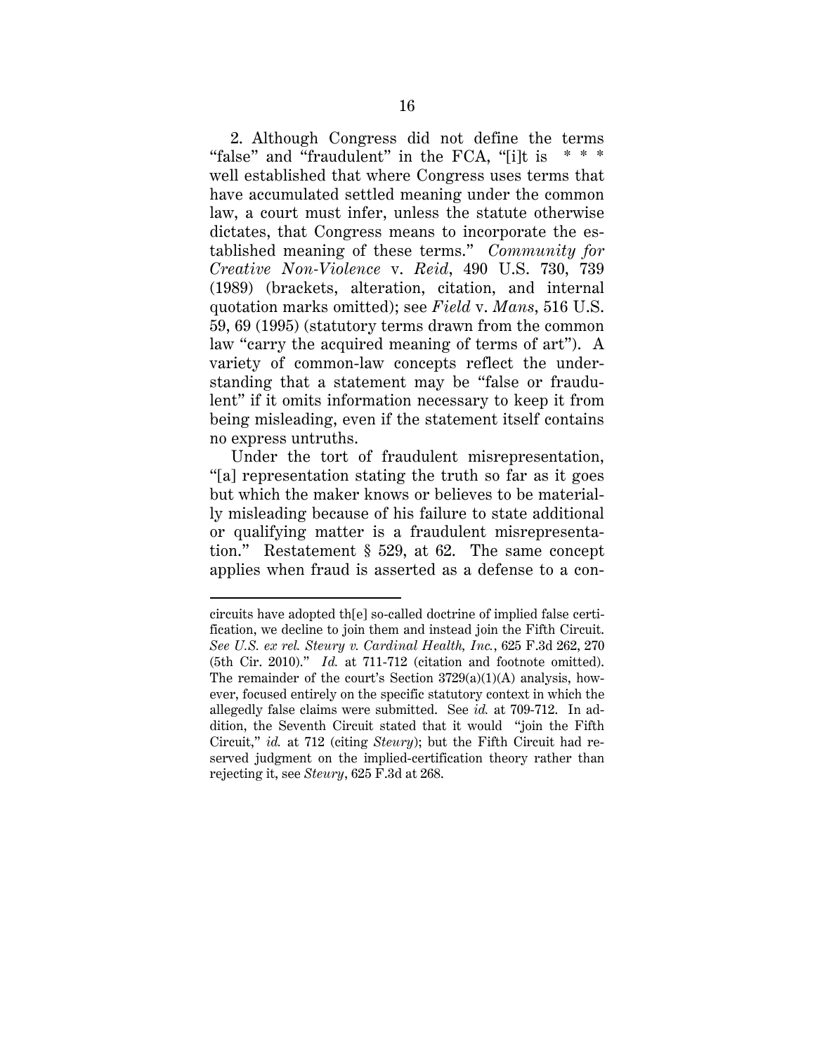2. Although Congress did not define the terms "false" and "fraudulent" in the FCA, "[i]t is * * * well established that where Congress uses terms that have accumulated settled meaning under the common law, a court must infer, unless the statute otherwise dictates, that Congress means to incorporate the established meaning of these terms." *Community for Creative Non-Violence* v. *Reid*, 490 U.S. 730, 739 (1989) (brackets, alteration, citation, and internal quotation marks omitted); see *Field* v. *Mans*, 516 U.S. 59, 69 (1995) (statutory terms drawn from the common law "carry the acquired meaning of terms of art"). A variety of common-law concepts reflect the understanding that a statement may be "false or fraudulent" if it omits information necessary to keep it from being misleading, even if the statement itself contains no express untruths.

Under the tort of fraudulent misrepresentation, "[a] representation stating the truth so far as it goes but which the maker knows or believes to be materially misleading because of his failure to state additional or qualifying matter is a fraudulent misrepresentation." Restatement § 529, at 62. The same concept applies when fraud is asserted as a defense to a con-

---

circuits have adopted th[e] so-called doctrine of implied false certification, we decline to join them and instead join the Fifth Circuit. *See U.S. ex rel. Steury v. Cardinal Health, Inc.*, 625 F.3d 262, 270 (5th Cir. 2010)." *Id.* at 711-712 (citation and footnote omitted). The remainder of the court's Section 3729(a)(1)(A) analysis, however, focused entirely on the specific statutory context in which the allegedly false claims were submitted. See *id.* at 709-712. In addition, the Seventh Circuit stated that it would "join the Fifth Circuit," *id.* at 712 (citing *Steury*); but the Fifth Circuit had reserved judgment on the implied-certification theory rather than rejecting it, see *Steury*, 625 F.3d at 268.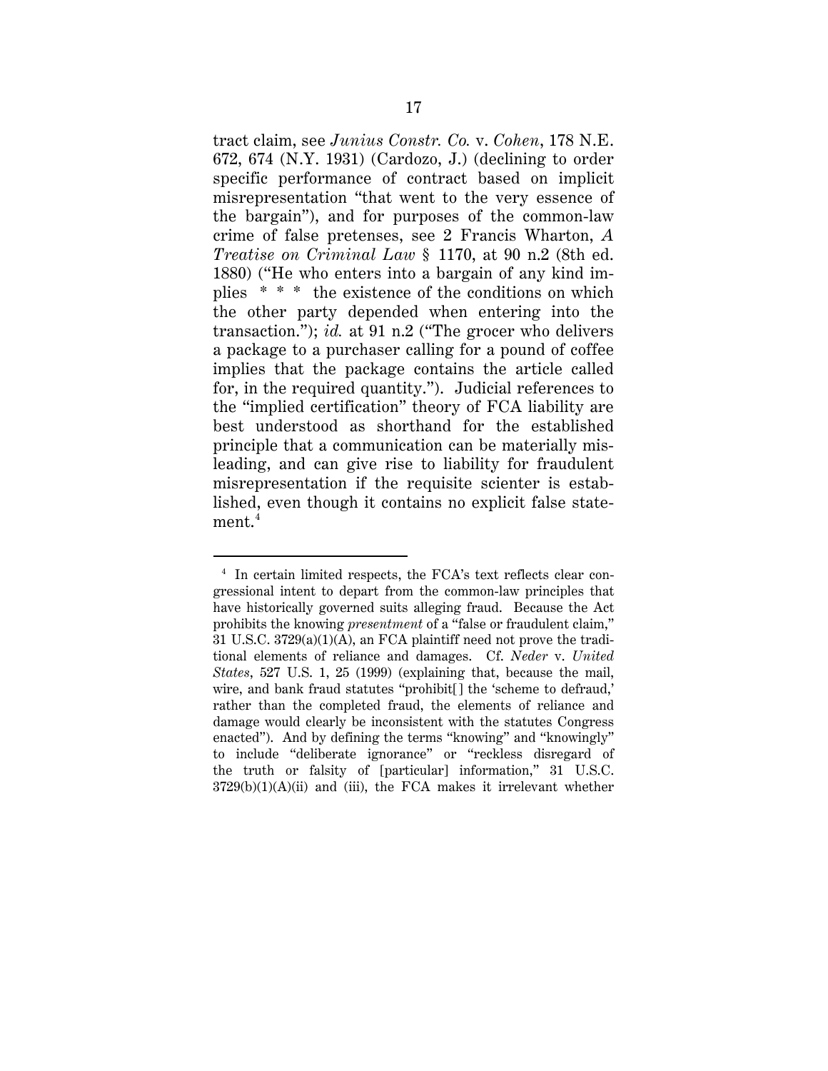tract claim, see *Junius Constr. Co.* v. *Cohen*, 178 N.E. 672, 674 (N.Y. 1931) (Cardozo, J.) (declining to order specific performance of contract based on implicit misrepresentation "that went to the very essence of the bargain"), and for purposes of the common-law crime of false pretenses, see 2 Francis Wharton, *A Treatise on Criminal Law* § 1170, at 90 n.2 (8th ed. 1880) ("He who enters into a bargain of any kind implies * * * the existence of the conditions on which the other party depended when entering into the transaction."); *id.* at 91 n.2 ("The grocer who delivers a package to a purchaser calling for a pound of coffee implies that the package contains the article called for, in the required quantity."). Judicial references to the "implied certification" theory of FCA liability are best understood as shorthand for the established principle that a communication can be materially misleading, and can give rise to liability for fraudulent misrepresentation if the requisite scienter is established, even though it contains no explicit false statement.[4]

---

[4] In certain limited respects, the FCA's text reflects clear congressional intent to depart from the common-law principles that have historically governed suits alleging fraud. Because the Act prohibits the knowing *presentment* of a "false or fraudulent claim," 31 U.S.C. 3729(a)(1)(A), an FCA plaintiff need not prove the traditional elements of reliance and damages. Cf. *Neder* v. *United States*, 527 U.S. 1, 25 (1999) (explaining that, because the mail, wire, and bank fraud statutes "prohibit[] the 'scheme to defraud,' rather than the completed fraud, the elements of reliance and damage would clearly be inconsistent with the statutes Congress enacted"). And by defining the terms "knowing" and "knowingly" to include "deliberate ignorance" or "reckless disregard of the truth or falsity of [particular] information," 31 U.S.C. 3729(b)(1)(A)(ii) and (iii), the FCA makes it irrelevant whether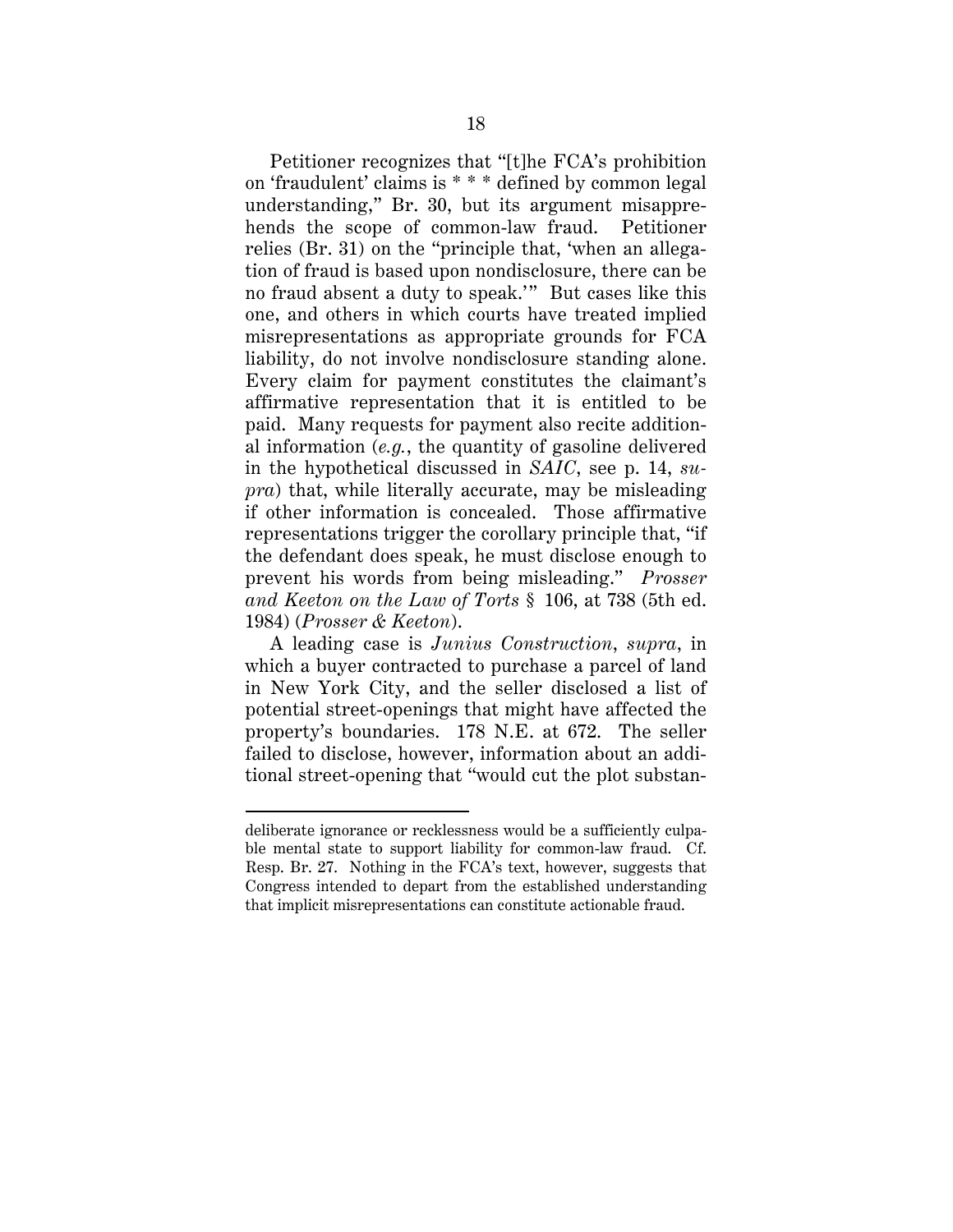Petitioner recognizes that "[t]he FCA's prohibition on 'fraudulent' claims is * * * defined by common legal understanding," Br. 30, but its argument misapprehends the scope of common-law fraud. Petitioner relies (Br. 31) on the "principle that, 'when an allegation of fraud is based upon nondisclosure, there can be no fraud absent a duty to speak.'" But cases like this one, and others in which courts have treated implied misrepresentations as appropriate grounds for FCA liability, do not involve nondisclosure standing alone. Every claim for payment constitutes the claimant's affirmative representation that it is entitled to be paid. Many requests for payment also recite additional information (*e.g.*, the quantity of gasoline delivered in the hypothetical discussed in *SAIC*, see p. 14, *supra*) that, while literally accurate, may be misleading if other information is concealed. Those affirmative representations trigger the corollary principle that, "if the defendant does speak, he must disclose enough to prevent his words from being misleading." *Prosser and Keeton on the Law of Torts* § 106, at 738 (5th ed. 1984) (*Prosser & Keeton*).

A leading case is *Junius Construction*, *supra*, in which a buyer contracted to purchase a parcel of land in New York City, and the seller disclosed a list of potential street-openings that might have affected the property's boundaries. 178 N.E. at 672. The seller failed to disclose, however, information about an additional street-opening that "would cut the plot substan-

---

deliberate ignorance or recklessness would be a sufficiently culpable mental state to support liability for common-law fraud. Cf. Resp. Br. 27. Nothing in the FCA's text, however, suggests that Congress intended to depart from the established understanding that implicit misrepresentations can constitute actionable fraud.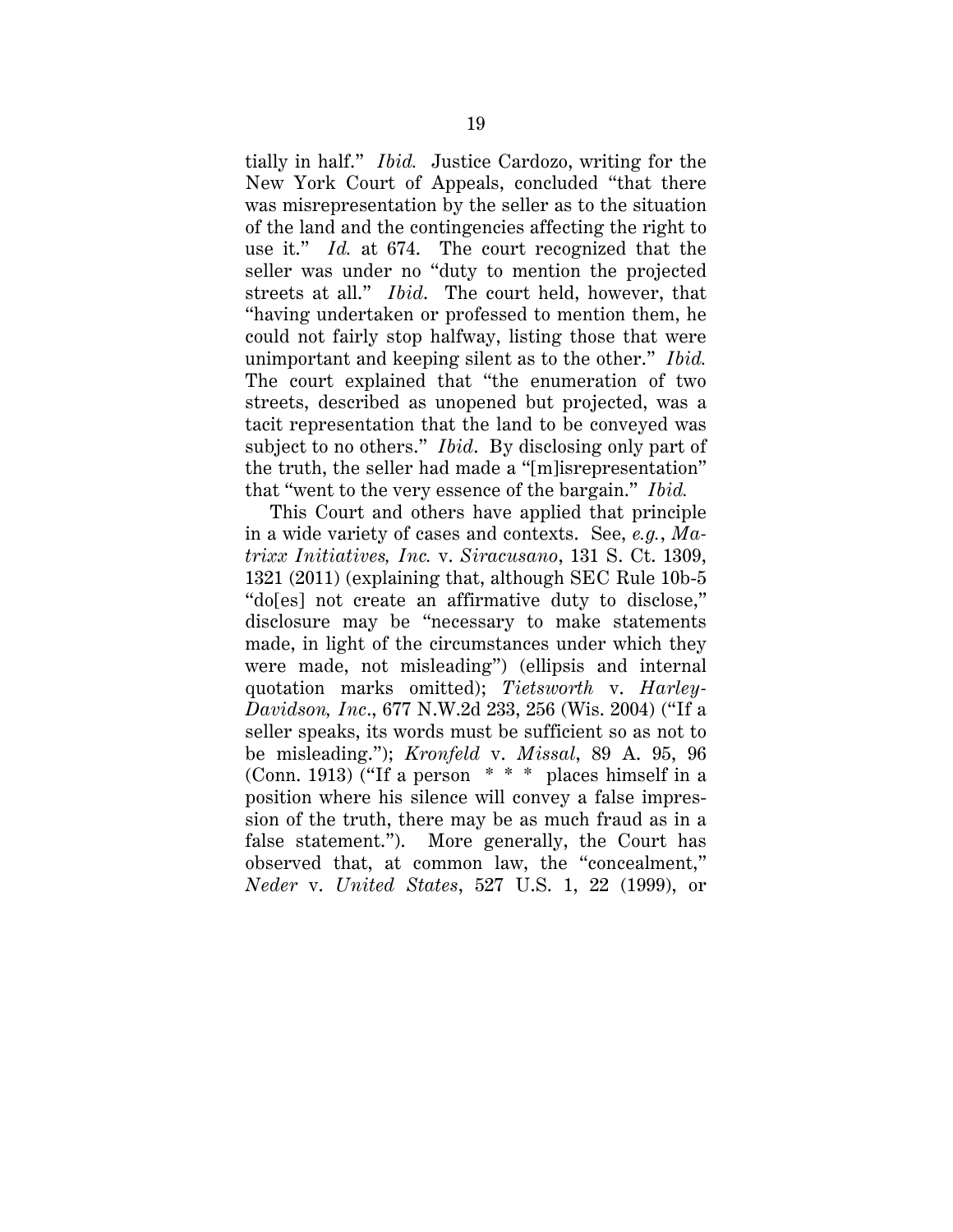tially in half." *Ibid.* Justice Cardozo, writing for the New York Court of Appeals, concluded "that there was misrepresentation by the seller as to the situation of the land and the contingencies affecting the right to use it." *Id.* at 674. The court recognized that the seller was under no "duty to mention the projected streets at all." *Ibid*. The court held, however, that "having undertaken or professed to mention them, he could not fairly stop halfway, listing those that were unimportant and keeping silent as to the other." *Ibid.* The court explained that "the enumeration of two streets, described as unopened but projected, was a tacit representation that the land to be conveyed was subject to no others." *Ibid*. By disclosing only part of the truth, the seller had made a "[m]isrepresentation" that "went to the very essence of the bargain." *Ibid.*

This Court and others have applied that principle in a wide variety of cases and contexts. See, *e.g.*, *Matrixx Initiatives, Inc.* v. *Siracusano*, 131 S. Ct. 1309, 1321 (2011) (explaining that, although SEC Rule 10b-5 "do[es] not create an affirmative duty to disclose," disclosure may be "necessary to make statements made, in light of the circumstances under which they were made, not misleading") (ellipsis and internal quotation marks omitted); *Tietsworth* v. *Harley-Davidson, Inc*., 677 N.W.2d 233, 256 (Wis. 2004) ("If a seller speaks, its words must be sufficient so as not to be misleading."); *Kronfeld* v. *Missal*, 89 A. 95, 96 (Conn. 1913) ("If a person * * * places himself in a position where his silence will convey a false impression of the truth, there may be as much fraud as in a false statement."). More generally, the Court has observed that, at common law, the "concealment," *Neder* v. *United States*, 527 U.S. 1, 22 (1999), or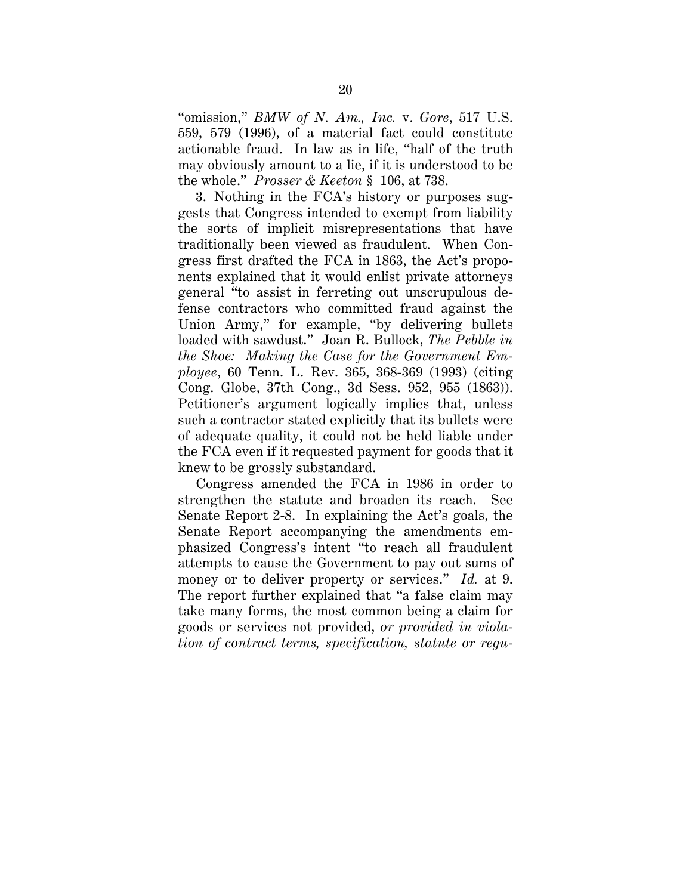"omission," *BMW of N. Am., Inc.* v. *Gore*, 517 U.S. 559, 579 (1996), of a material fact could constitute actionable fraud. In law as in life, "half of the truth may obviously amount to a lie, if it is understood to be the whole." *Prosser & Keeton* § 106, at 738.

3. Nothing in the FCA's history or purposes suggests that Congress intended to exempt from liability the sorts of implicit misrepresentations that have traditionally been viewed as fraudulent. When Congress first drafted the FCA in 1863, the Act's proponents explained that it would enlist private attorneys general "to assist in ferreting out unscrupulous defense contractors who committed fraud against the Union Army," for example, "by delivering bullets loaded with sawdust." Joan R. Bullock, *The Pebble in the Shoe: Making the Case for the Government Employee*, 60 Tenn. L. Rev. 365, 368-369 (1993) (citing Cong. Globe, 37th Cong., 3d Sess. 952, 955 (1863)). Petitioner's argument logically implies that, unless such a contractor stated explicitly that its bullets were of adequate quality, it could not be held liable under the FCA even if it requested payment for goods that it knew to be grossly substandard.

Congress amended the FCA in 1986 in order to strengthen the statute and broaden its reach. See Senate Report 2-8. In explaining the Act's goals, the Senate Report accompanying the amendments emphasized Congress's intent "to reach all fraudulent attempts to cause the Government to pay out sums of money or to deliver property or services." *Id.* at 9. The report further explained that "a false claim may take many forms, the most common being a claim for goods or services not provided, *or provided in violation of contract terms, specification, statute or regu-*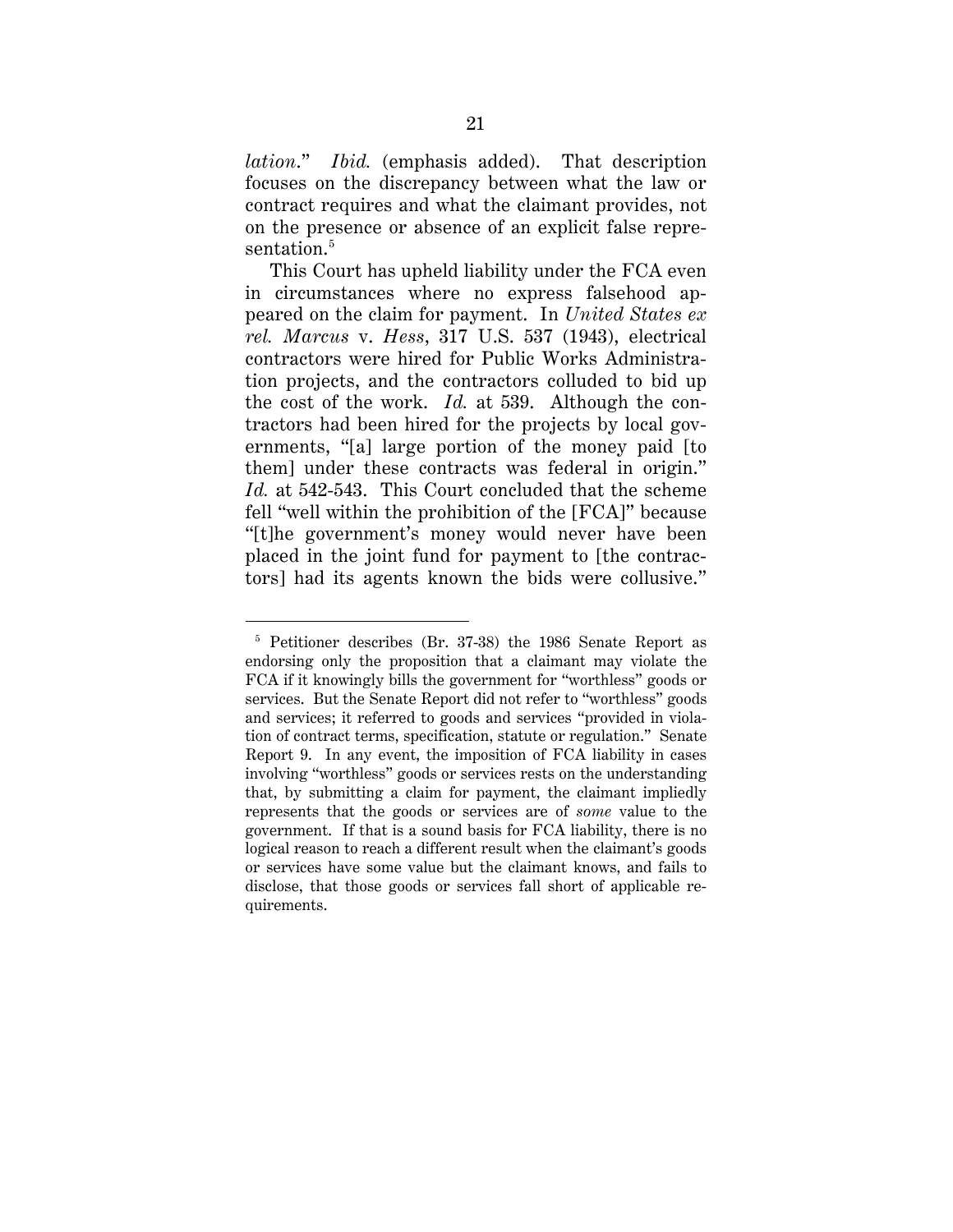*lation*." *Ibid.* (emphasis added). That description focuses on the discrepancy between what the law or contract requires and what the claimant provides, not on the presence or absence of an explicit false representation.[5]

This Court has upheld liability under the FCA even in circumstances where no express falsehood appeared on the claim for payment. In *United States ex rel. Marcus* v. *Hess*, 317 U.S. 537 (1943), electrical contractors were hired for Public Works Administration projects, and the contractors colluded to bid up the cost of the work. *Id.* at 539. Although the contractors had been hired for the projects by local governments, "[a] large portion of the money paid [to them] under these contracts was federal in origin." *Id.* at 542-543. This Court concluded that the scheme fell "well within the prohibition of the [FCA]" because "[t]he government's money would never have been placed in the joint fund for payment to [the contractors] had its agents known the bids were collusive."

---

[5] Petitioner describes (Br. 37-38) the 1986 Senate Report as endorsing only the proposition that a claimant may violate the FCA if it knowingly bills the government for "worthless" goods or services. But the Senate Report did not refer to "worthless" goods and services; it referred to goods and services "provided in violation of contract terms, specification, statute or regulation." Senate Report 9. In any event, the imposition of FCA liability in cases involving "worthless" goods or services rests on the understanding that, by submitting a claim for payment, the claimant impliedly represents that the goods or services are of *some* value to the government. If that is a sound basis for FCA liability, there is no logical reason to reach a different result when the claimant's goods or services have some value but the claimant knows, and fails to disclose, that those goods or services fall short of applicable requirements.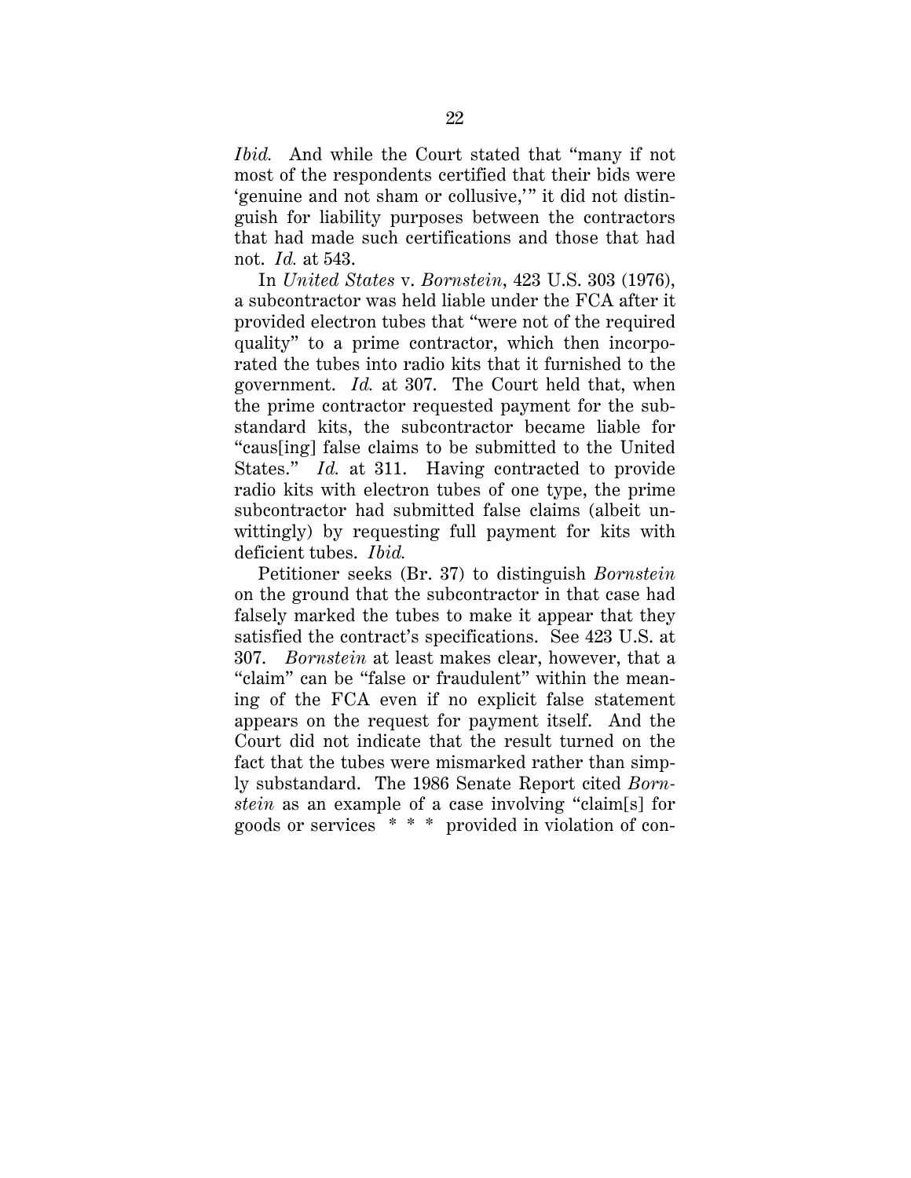*Ibid.* And while the Court stated that "many if not most of the respondents certified that their bids were 'genuine and not sham or collusive,'" it did not distinguish for liability purposes between the contractors that had made such certifications and those that had not. *Id.* at 543.

In *United States* v. *Bornstein*, 423 U.S. 303 (1976), a subcontractor was held liable under the FCA after it provided electron tubes that "were not of the required quality" to a prime contractor, which then incorporated the tubes into radio kits that it furnished to the government. *Id.* at 307. The Court held that, when the prime contractor requested payment for the substandard kits, the subcontractor became liable for "caus[ing] false claims to be submitted to the United States." *Id.* at 311. Having contracted to provide radio kits with electron tubes of one type, the prime subcontractor had submitted false claims (albeit unwittingly) by requesting full payment for kits with deficient tubes. *Ibid.*

Petitioner seeks (Br. 37) to distinguish *Bornstein* on the ground that the subcontractor in that case had falsely marked the tubes to make it appear that they satisfied the contract's specifications. See 423 U.S. at 307. *Bornstein* at least makes clear, however, that a "claim" can be "false or fraudulent" within the meaning of the FCA even if no explicit false statement appears on the request for payment itself. And the Court did not indicate that the result turned on the fact that the tubes were mismarked rather than simply substandard. The 1986 Senate Report cited *Bornstein* as an example of a case involving "claim[s] for goods or services * * * provided in violation of con-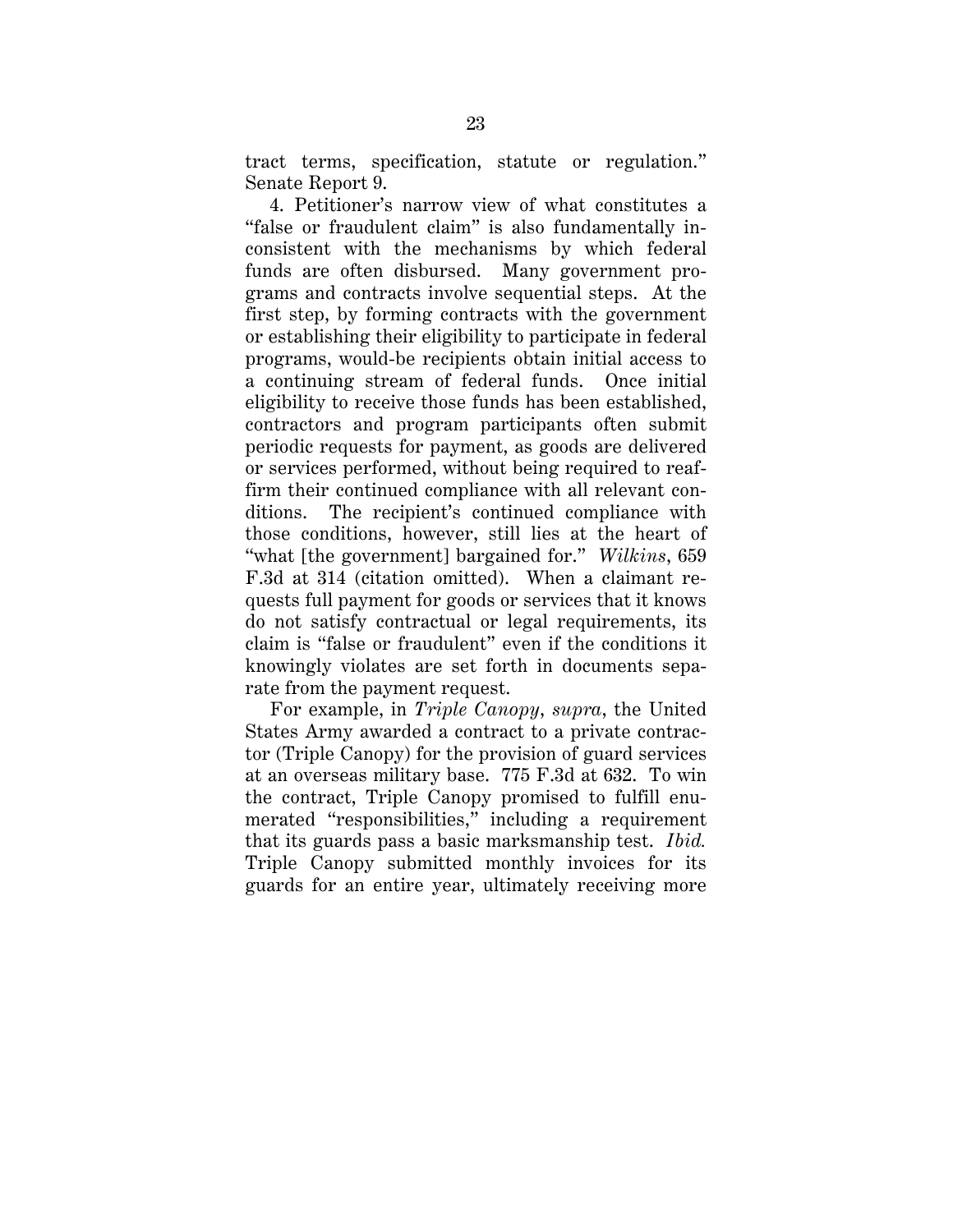tract terms, specification, statute or regulation." Senate Report 9.

4. Petitioner's narrow view of what constitutes a "false or fraudulent claim" is also fundamentally inconsistent with the mechanisms by which federal funds are often disbursed. Many government programs and contracts involve sequential steps. At the first step, by forming contracts with the government or establishing their eligibility to participate in federal programs, would-be recipients obtain initial access to a continuing stream of federal funds. Once initial eligibility to receive those funds has been established, contractors and program participants often submit periodic requests for payment, as goods are delivered or services performed, without being required to reaffirm their continued compliance with all relevant conditions. The recipient's continued compliance with those conditions, however, still lies at the heart of "what [the government] bargained for." *Wilkins*, 659 F.3d at 314 (citation omitted). When a claimant requests full payment for goods or services that it knows do not satisfy contractual or legal requirements, its claim is "false or fraudulent" even if the conditions it knowingly violates are set forth in documents separate from the payment request.

For example, in *Triple Canopy*, *supra*, the United States Army awarded a contract to a private contractor (Triple Canopy) for the provision of guard services at an overseas military base. 775 F.3d at 632. To win the contract, Triple Canopy promised to fulfill enumerated "responsibilities," including a requirement that its guards pass a basic marksmanship test. *Ibid.* Triple Canopy submitted monthly invoices for its guards for an entire year, ultimately receiving more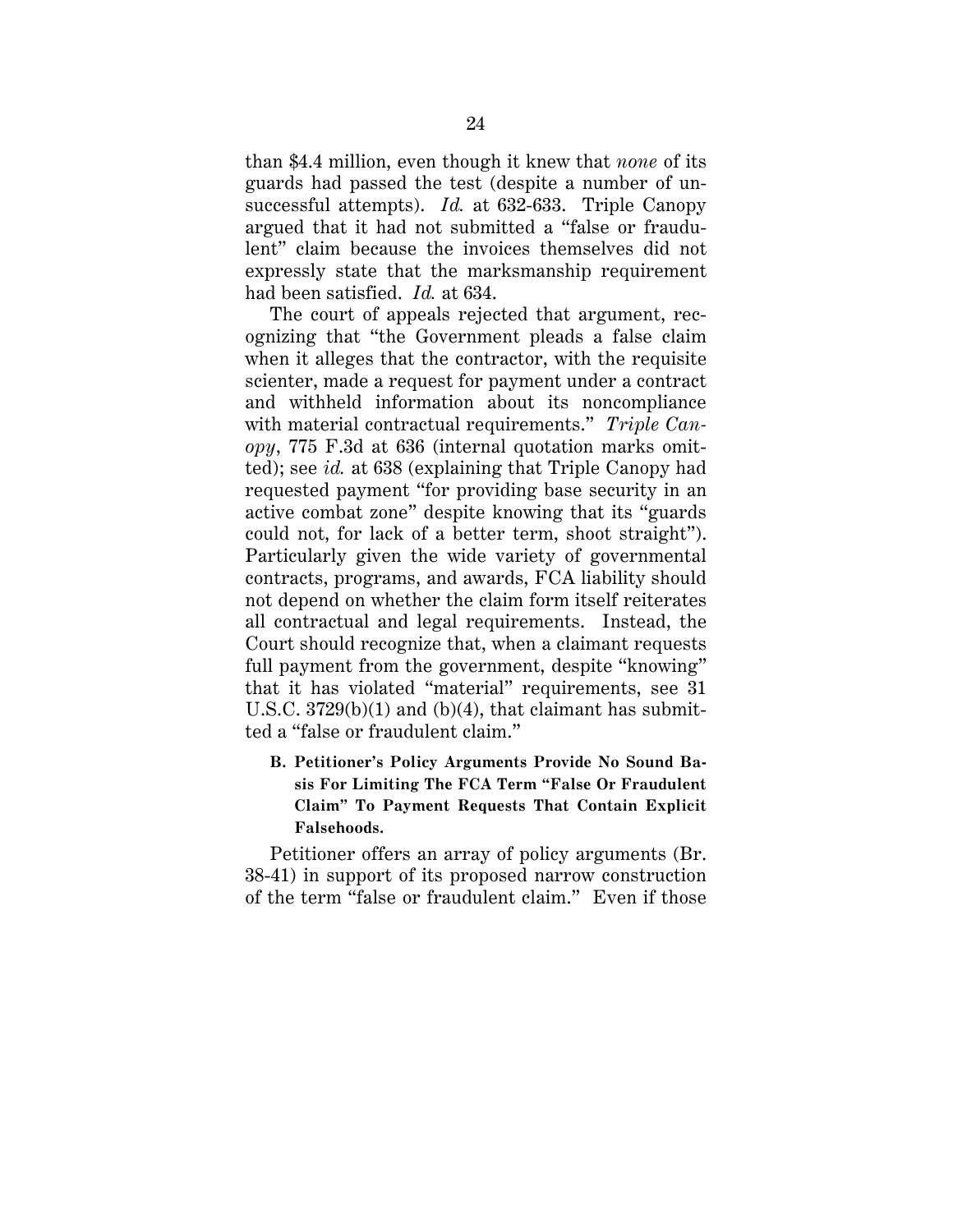than $4.4 million, even though it knew that *none* of its guards had passed the test (despite a number of unsuccessful attempts). *Id.* at 632-633. Triple Canopy argued that it had not submitted a "false or fraudulent" claim because the invoices themselves did not expressly state that the marksmanship requirement had been satisfied. *Id.* at 634.

The court of appeals rejected that argument, recognizing that "the Government pleads a false claim when it alleges that the contractor, with the requisite scienter, made a request for payment under a contract and withheld information about its noncompliance with material contractual requirements." *Triple Canopy*, 775 F.3d at 636 (internal quotation marks omitted); see *id.* at 638 (explaining that Triple Canopy had requested payment "for providing base security in an active combat zone" despite knowing that its "guards could not, for lack of a better term, shoot straight"). Particularly given the wide variety of governmental contracts, programs, and awards, FCA liability should not depend on whether the claim form itself reiterates all contractual and legal requirements. Instead, the Court should recognize that, when a claimant requests full payment from the government, despite "knowing" that it has violated "material" requirements, see 31 U.S.C. 3729(b)(1) and (b)(4), that claimant has submitted a "false or fraudulent claim."

**B. Petitioner's Policy Arguments Provide No Sound Basis For Limiting The FCA Term "False Or Fraudulent Claim" To Payment Requests That Contain Explicit Falsehoods.**

Petitioner offers an array of policy arguments (Br. 38-41) in support of its proposed narrow construction of the term "false or fraudulent claim." Even if those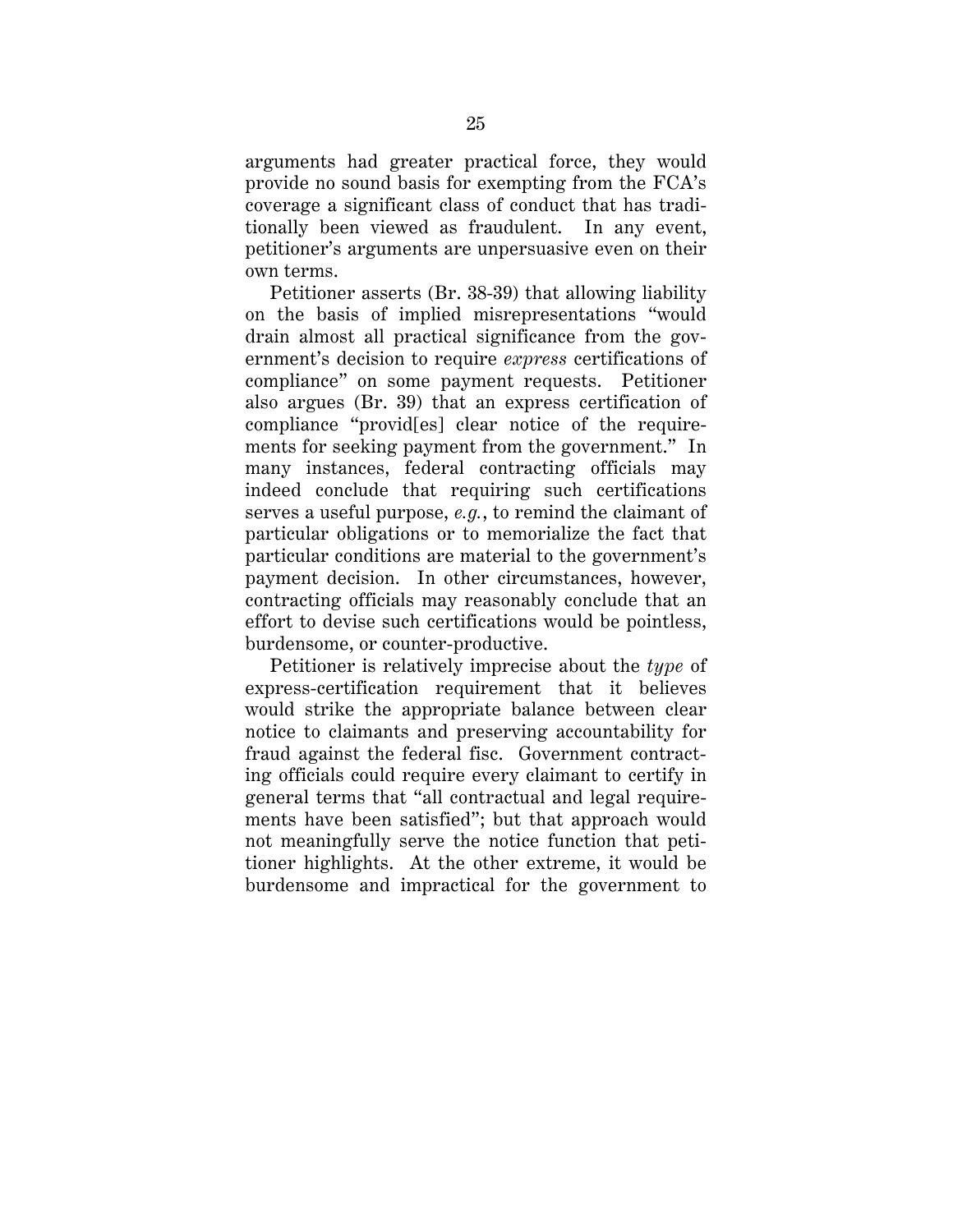arguments had greater practical force, they would provide no sound basis for exempting from the FCA's coverage a significant class of conduct that has traditionally been viewed as fraudulent. In any event, petitioner's arguments are unpersuasive even on their own terms.

Petitioner asserts (Br. 38-39) that allowing liability on the basis of implied misrepresentations "would drain almost all practical significance from the government's decision to require *express* certifications of compliance" on some payment requests. Petitioner also argues (Br. 39) that an express certification of compliance "provid[es] clear notice of the requirements for seeking payment from the government." In many instances, federal contracting officials may indeed conclude that requiring such certifications serves a useful purpose, *e.g.*, to remind the claimant of particular obligations or to memorialize the fact that particular conditions are material to the government's payment decision. In other circumstances, however, contracting officials may reasonably conclude that an effort to devise such certifications would be pointless, burdensome, or counter-productive.

Petitioner is relatively imprecise about the *type* of express-certification requirement that it believes would strike the appropriate balance between clear notice to claimants and preserving accountability for fraud against the federal fisc. Government contracting officials could require every claimant to certify in general terms that "all contractual and legal requirements have been satisfied"; but that approach would not meaningfully serve the notice function that petitioner highlights. At the other extreme, it would be burdensome and impractical for the government to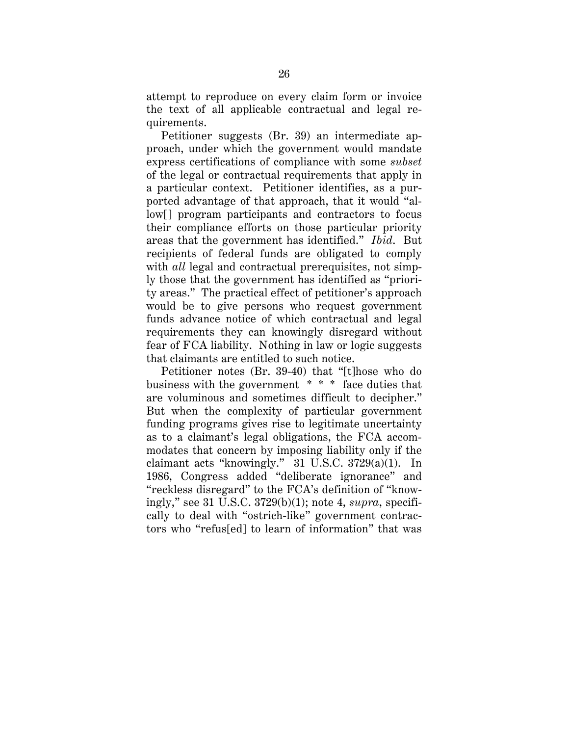attempt to reproduce on every claim form or invoice the text of all applicable contractual and legal requirements.

Petitioner suggests (Br. 39) an intermediate approach, under which the government would mandate express certifications of compliance with some *subset* of the legal or contractual requirements that apply in a particular context. Petitioner identifies, as a purported advantage of that approach, that it would "allow[] program participants and contractors to focus their compliance efforts on those particular priority areas that the government has identified." *Ibid.* But recipients of federal funds are obligated to comply with *all* legal and contractual prerequisites, not simply those that the government has identified as "priority areas." The practical effect of petitioner's approach would be to give persons who request government funds advance notice of which contractual and legal requirements they can knowingly disregard without fear of FCA liability. Nothing in law or logic suggests that claimants are entitled to such notice.

Petitioner notes (Br. 39-40) that "[t]hose who do business with the government * * * face duties that are voluminous and sometimes difficult to decipher." But when the complexity of particular government funding programs gives rise to legitimate uncertainty as to a claimant's legal obligations, the FCA accommodates that concern by imposing liability only if the claimant acts "knowingly." 31 U.S.C. 3729(a)(1). In 1986, Congress added "deliberate ignorance" and "reckless disregard" to the FCA's definition of "knowingly," see 31 U.S.C. 3729(b)(1); note 4, *supra*, specifically to deal with "ostrich-like" government contractors who "refus[ed] to learn of information" that was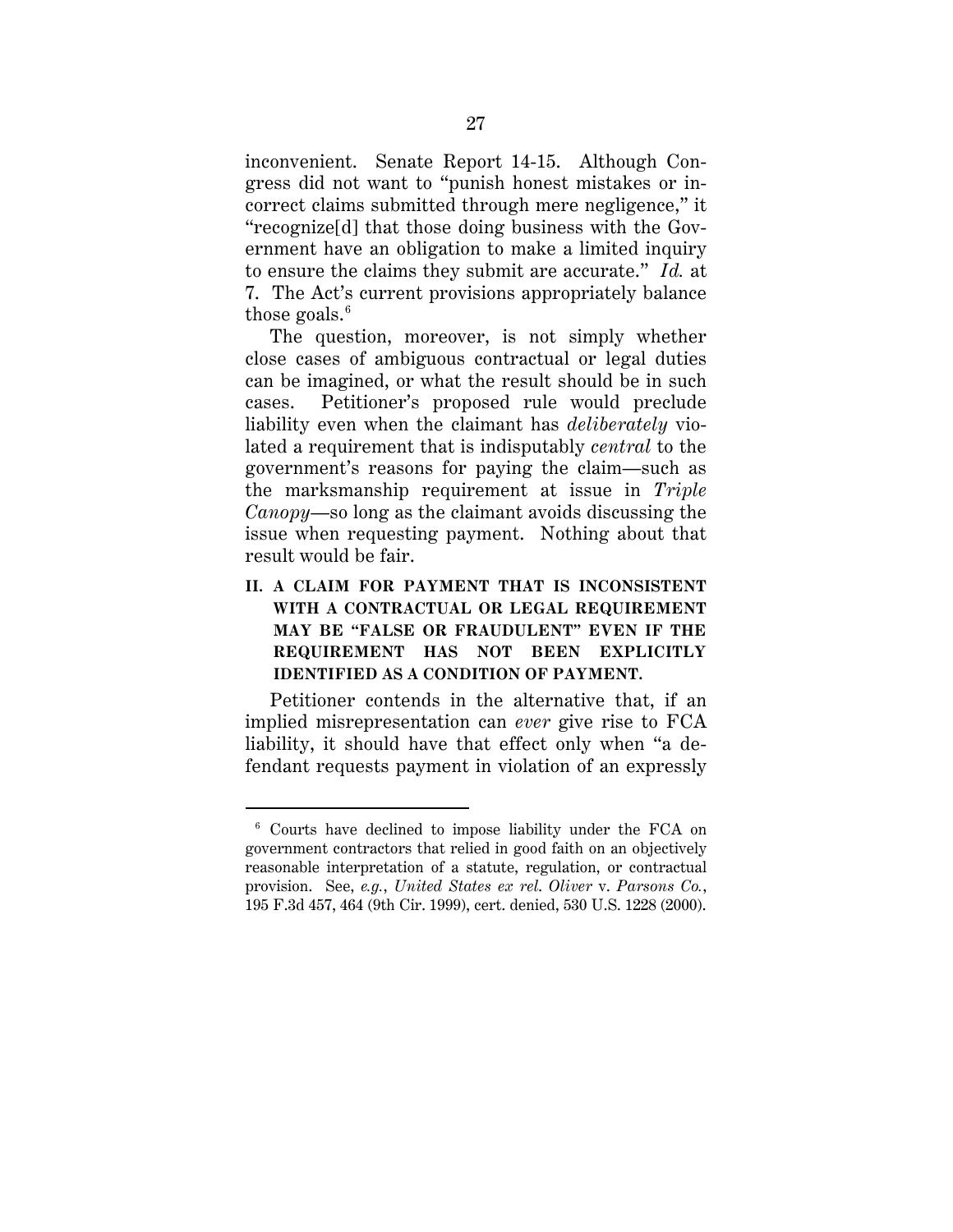inconvenient. Senate Report 14-15. Although Congress did not want to "punish honest mistakes or incorrect claims submitted through mere negligence," it "recognize[d] that those doing business with the Government have an obligation to make a limited inquiry to ensure the claims they submit are accurate." *Id.* at 7. The Act's current provisions appropriately balance those goals.[6]

The question, moreover, is not simply whether close cases of ambiguous contractual or legal duties can be imagined, or what the result should be in such cases. Petitioner's proposed rule would preclude liability even when the claimant has *deliberately* violated a requirement that is indisputably *central* to the government's reasons for paying the claim—such as the marksmanship requirement at issue in *Triple Canopy*—so long as the claimant avoids discussing the issue when requesting payment. Nothing about that result would be fair.

## II. A CLAIM FOR PAYMENT THAT IS INCONSISTENT WITH A CONTRACTUAL OR LEGAL REQUIREMENT MAY BE "FALSE OR FRAUDULENT" EVEN IF THE REQUIREMENT HAS NOT BEEN EXPLICITLY IDENTIFIED AS A CONDITION OF PAYMENT.

Petitioner contends in the alternative that, if an implied misrepresentation can *ever* give rise to FCA liability, it should have that effect only when "a defendant requests payment in violation of an expressly

---

[6] Courts have declined to impose liability under the FCA on government contractors that relied in good faith on an objectively reasonable interpretation of a statute, regulation, or contractual provision. See, *e.g.*, *United States ex rel. Oliver* v. *Parsons Co.*, 195 F.3d 457, 464 (9th Cir. 1999), cert. denied, 530 U.S. 1228 (2000).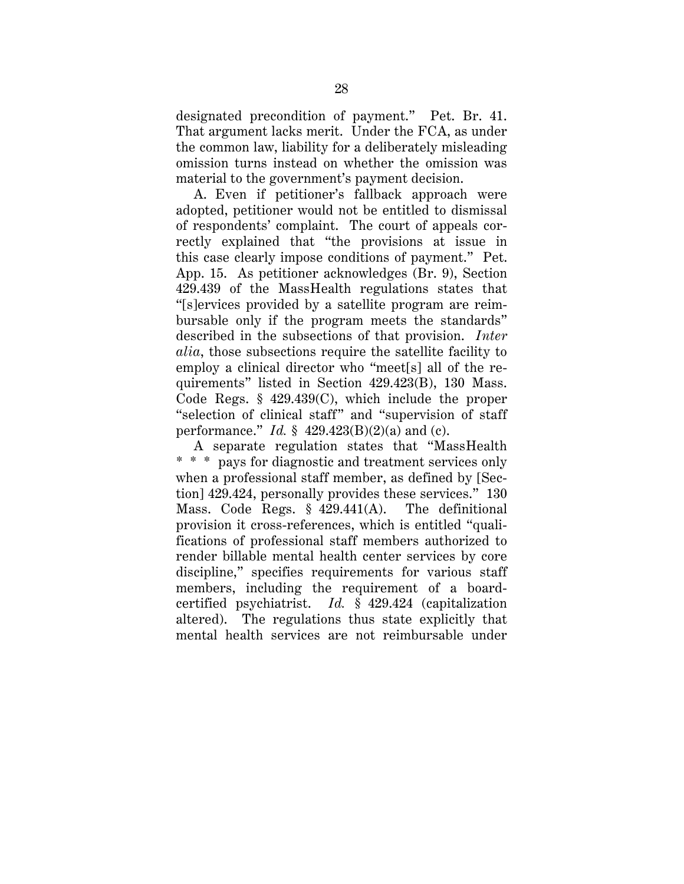designated precondition of payment." Pet. Br. 41. That argument lacks merit. Under the FCA, as under the common law, liability for a deliberately misleading omission turns instead on whether the omission was material to the government's payment decision.

A. Even if petitioner's fallback approach were adopted, petitioner would not be entitled to dismissal of respondents' complaint. The court of appeals correctly explained that "the provisions at issue in this case clearly impose conditions of payment." Pet. App. 15. As petitioner acknowledges (Br. 9), Section 429.439 of the MassHealth regulations states that "[s]ervices provided by a satellite program are reimbursable only if the program meets the standards" described in the subsections of that provision. *Inter alia*, those subsections require the satellite facility to employ a clinical director who "meet[s] all of the requirements" listed in Section 429.423(B), 130 Mass. Code Regs. § 429.439(C), which include the proper "selection of clinical staff" and "supervision of staff performance." *Id.* § 429.423(B)(2)(a) and (c).

A separate regulation states that "MassHealth * * * pays for diagnostic and treatment services only when a professional staff member, as defined by [Section] 429.424, personally provides these services." 130 Mass. Code Regs. § 429.441(A). The definitional provision it cross-references, which is entitled "qualifications of professional staff members authorized to render billable mental health center services by core discipline," specifies requirements for various staff members, including the requirement of a board-certified psychiatrist. *Id.* § 429.424 (capitalization altered). The regulations thus state explicitly that mental health services are not reimbursable under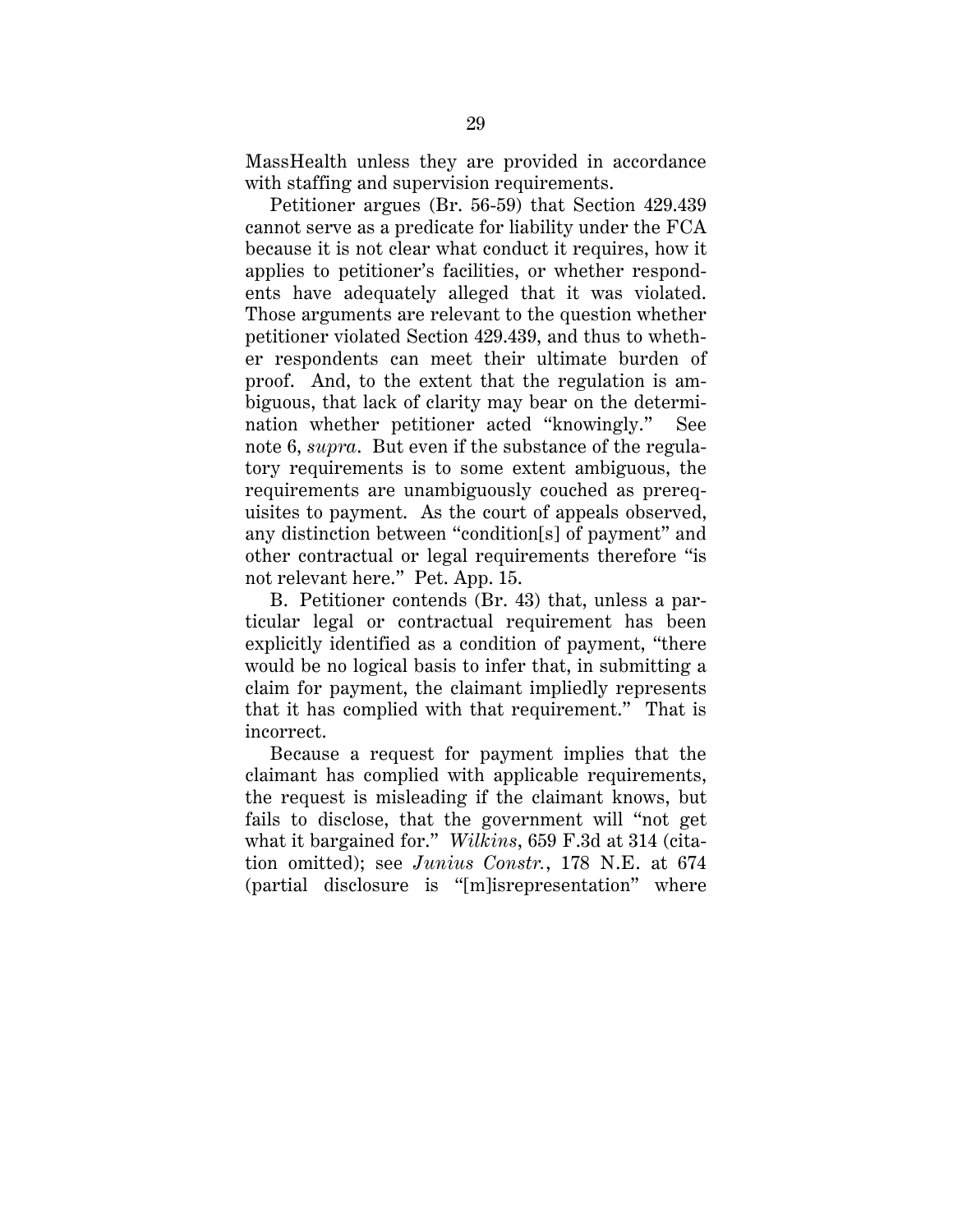MassHealth unless they are provided in accordance with staffing and supervision requirements.

Petitioner argues (Br. 56-59) that Section 429.439 cannot serve as a predicate for liability under the FCA because it is not clear what conduct it requires, how it applies to petitioner's facilities, or whether respondents have adequately alleged that it was violated. Those arguments are relevant to the question whether petitioner violated Section 429.439, and thus to whether respondents can meet their ultimate burden of proof. And, to the extent that the regulation is ambiguous, that lack of clarity may bear on the determination whether petitioner acted "knowingly." See note 6, *supra*. But even if the substance of the regulatory requirements is to some extent ambiguous, the requirements are unambiguously couched as prerequisites to payment. As the court of appeals observed, any distinction between "condition[s] of payment" and other contractual or legal requirements therefore "is not relevant here." Pet. App. 15.

B. Petitioner contends (Br. 43) that, unless a particular legal or contractual requirement has been explicitly identified as a condition of payment, "there would be no logical basis to infer that, in submitting a claim for payment, the claimant impliedly represents that it has complied with that requirement." That is incorrect.

Because a request for payment implies that the claimant has complied with applicable requirements, the request is misleading if the claimant knows, but fails to disclose, that the government will "not get what it bargained for." *Wilkins*, 659 F.3d at 314 (citation omitted); see *Junius Constr.*, 178 N.E. at 674 (partial disclosure is "[m]isrepresentation" where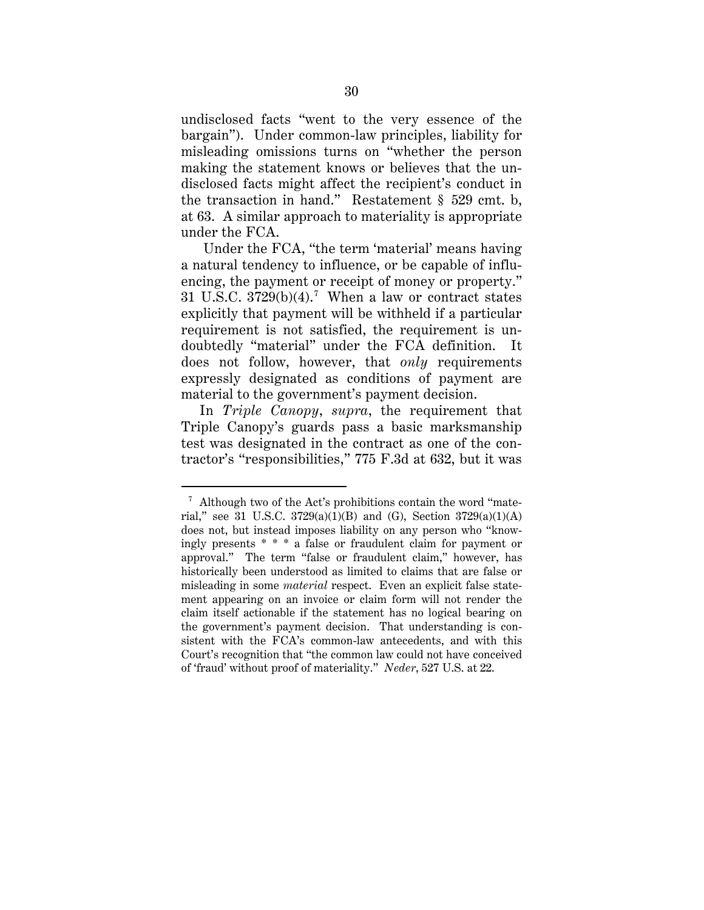undisclosed facts "went to the very essence of the bargain"). Under common-law principles, liability for misleading omissions turns on "whether the person making the statement knows or believes that the undisclosed facts might affect the recipient's conduct in the transaction in hand." Restatement § 529 cmt. b, at 63. A similar approach to materiality is appropriate under the FCA.

Under the FCA, "the term 'material' means having a natural tendency to influence, or be capable of influencing, the payment or receipt of money or property." 31 U.S.C. 3729(b)(4).[7] When a law or contract states explicitly that payment will be withheld if a particular requirement is not satisfied, the requirement is undoubtedly "material" under the FCA definition. It does not follow, however, that *only* requirements expressly designated as conditions of payment are material to the government's payment decision.

In *Triple Canopy*, *supra*, the requirement that Triple Canopy's guards pass a basic marksmanship test was designated in the contract as one of the contractor's "responsibilities," 775 F.3d at 632, but it was

---

[7] Although two of the Act's prohibitions contain the word "material," see 31 U.S.C. 3729(a)(1)(B) and (G), Section 3729(a)(1)(A) does not, but instead imposes liability on any person who "knowingly presents * * * a false or fraudulent claim for payment or approval." The term "false or fraudulent claim," however, has historically been understood as limited to claims that are false or misleading in some *material* respect. Even an explicit false statement appearing on an invoice or claim form will not render the claim itself actionable if the statement has no logical bearing on the government's payment decision. That understanding is consistent with the FCA's common-law antecedents, and with this Court's recognition that "the common law could not have conceived of 'fraud' without proof of materiality." *Neder*, 527 U.S. at 22.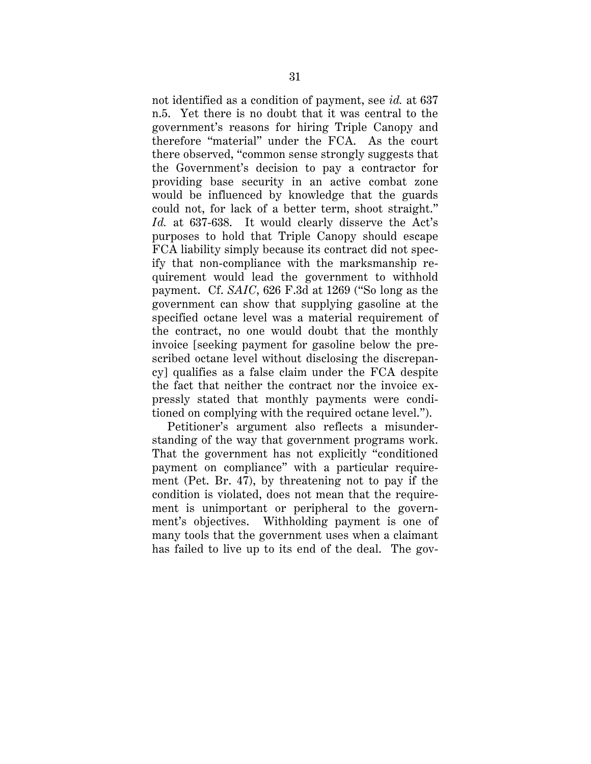not identified as a condition of payment, see *id.* at 637 n.5. Yet there is no doubt that it was central to the government's reasons for hiring Triple Canopy and therefore "material" under the FCA. As the court there observed, "common sense strongly suggests that the Government's decision to pay a contractor for providing base security in an active combat zone would be influenced by knowledge that the guards could not, for lack of a better term, shoot straight." *Id.* at 637-638. It would clearly disserve the Act's purposes to hold that Triple Canopy should escape FCA liability simply because its contract did not specify that non-compliance with the marksmanship requirement would lead the government to withhold payment. Cf. *SAIC*, 626 F.3d at 1269 ("So long as the government can show that supplying gasoline at the specified octane level was a material requirement of the contract, no one would doubt that the monthly invoice [seeking payment for gasoline below the prescribed octane level without disclosing the discrepancy] qualifies as a false claim under the FCA despite the fact that neither the contract nor the invoice expressly stated that monthly payments were conditioned on complying with the required octane level.").

Petitioner's argument also reflects a misunderstanding of the way that government programs work. That the government has not explicitly "conditioned payment on compliance" with a particular requirement (Pet. Br. 47), by threatening not to pay if the condition is violated, does not mean that the requirement is unimportant or peripheral to the government's objectives. Withholding payment is one of many tools that the government uses when a claimant has failed to live up to its end of the deal. The gov-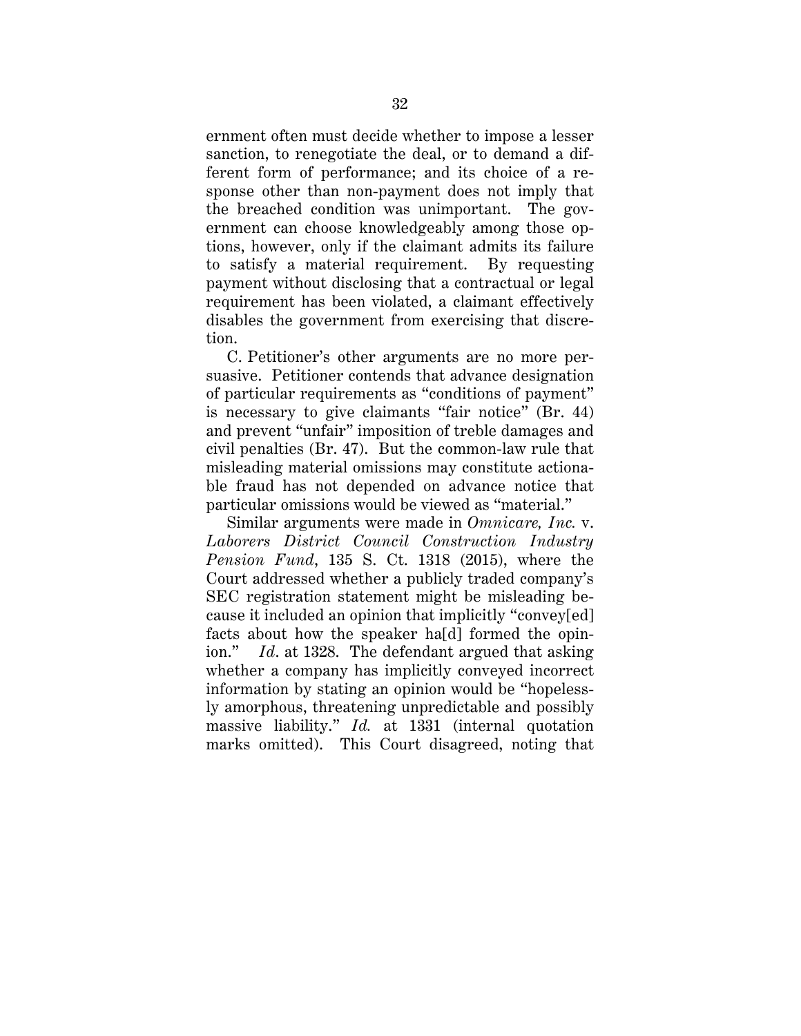ernment often must decide whether to impose a lesser sanction, to renegotiate the deal, or to demand a different form of performance; and its choice of a response other than non-payment does not imply that the breached condition was unimportant. The government can choose knowledgeably among those options, however, only if the claimant admits its failure to satisfy a material requirement. By requesting payment without disclosing that a contractual or legal requirement has been violated, a claimant effectively disables the government from exercising that discretion.

C. Petitioner's other arguments are no more persuasive. Petitioner contends that advance designation of particular requirements as "conditions of payment" is necessary to give claimants "fair notice" (Br. 44) and prevent "unfair" imposition of treble damages and civil penalties (Br. 47). But the common-law rule that misleading material omissions may constitute actionable fraud has not depended on advance notice that particular omissions would be viewed as "material."

Similar arguments were made in *Omnicare, Inc.* v. *Laborers District Council Construction Industry Pension Fund*, 135 S. Ct. 1318 (2015), where the Court addressed whether a publicly traded company's SEC registration statement might be misleading because it included an opinion that implicitly "convey[ed] facts about how the speaker ha[d] formed the opinion." *Id*. at 1328. The defendant argued that asking whether a company has implicitly conveyed incorrect information by stating an opinion would be "hopelessly amorphous, threatening unpredictable and possibly massive liability." *Id.* at 1331 (internal quotation marks omitted). This Court disagreed, noting that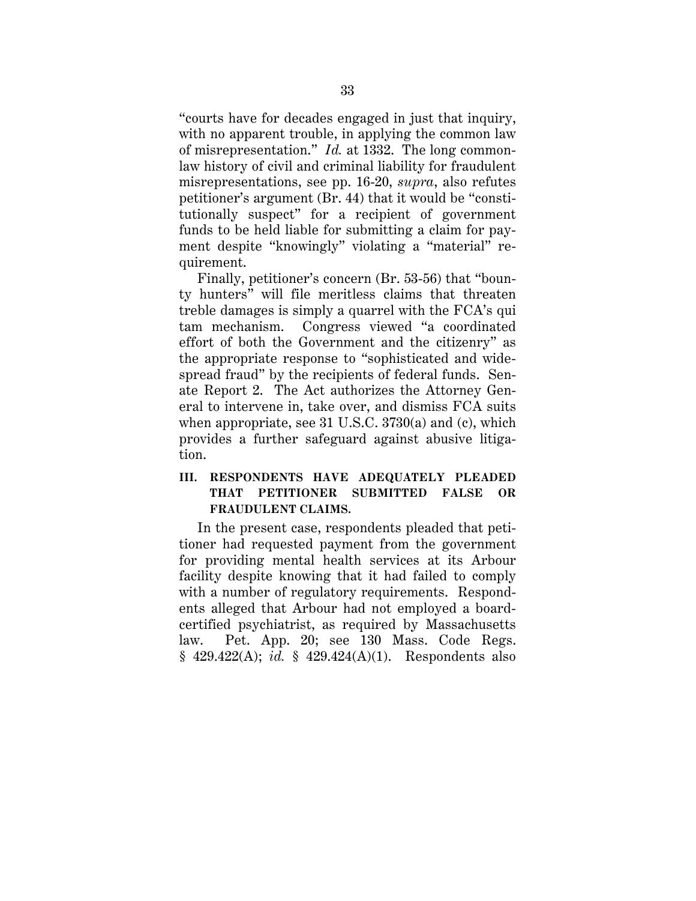"courts have for decades engaged in just that inquiry, with no apparent trouble, in applying the common law of misrepresentation." *Id.* at 1332. The long common-law history of civil and criminal liability for fraudulent misrepresentations, see pp. 16-20, *supra*, also refutes petitioner's argument (Br. 44) that it would be "constitutionally suspect" for a recipient of government funds to be held liable for submitting a claim for payment despite "knowingly" violating a "material" requirement.

Finally, petitioner's concern (Br. 53-56) that "bounty hunters" will file meritless claims that threaten treble damages is simply a quarrel with the FCA's qui tam mechanism. Congress viewed "a coordinated effort of both the Government and the citizenry" as the appropriate response to "sophisticated and widespread fraud" by the recipients of federal funds. Senate Report 2. The Act authorizes the Attorney General to intervene in, take over, and dismiss FCA suits when appropriate, see 31 U.S.C. 3730(a) and (c), which provides a further safeguard against abusive litigation.

### III. RESPONDENTS HAVE ADEQUATELY PLEADED THAT PETITIONER SUBMITTED FALSE OR FRAUDULENT CLAIMS.

In the present case, respondents pleaded that petitioner had requested payment from the government for providing mental health services at its Arbour facility despite knowing that it had failed to comply with a number of regulatory requirements. Respondents alleged that Arbour had not employed a board-certified psychiatrist, as required by Massachusetts law. Pet. App. 20; see 130 Mass. Code Regs. § 429.422(A); *id.* § 429.424(A)(1). Respondents also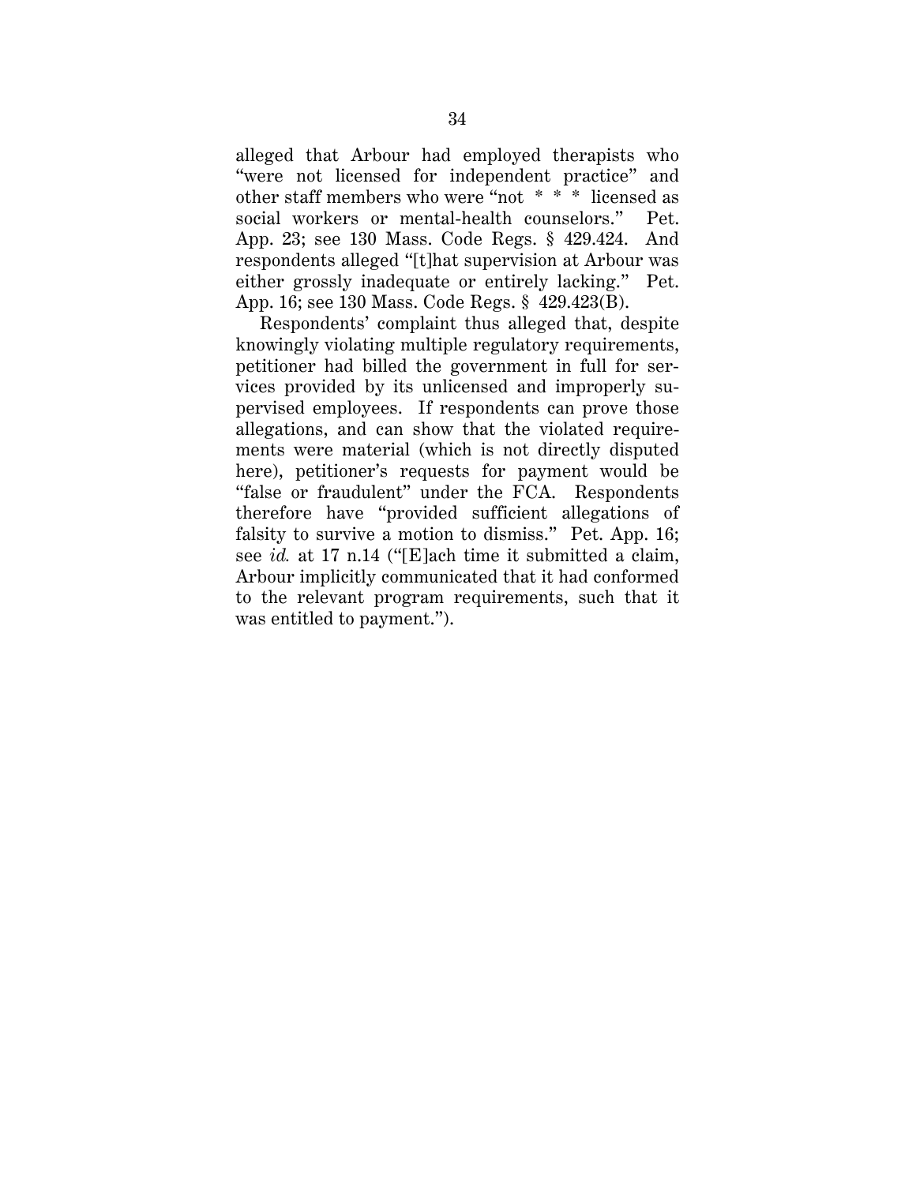alleged that Arbour had employed therapists who "were not licensed for independent practice" and other staff members who were "not * * * licensed as social workers or mental-health counselors." Pet. App. 23; see 130 Mass. Code Regs. § 429.424. And respondents alleged "[t]hat supervision at Arbour was either grossly inadequate or entirely lacking." Pet. App. 16; see 130 Mass. Code Regs. § 429.423(B).

Respondents' complaint thus alleged that, despite knowingly violating multiple regulatory requirements, petitioner had billed the government in full for services provided by its unlicensed and improperly supervised employees. If respondents can prove those allegations, and can show that the violated requirements were material (which is not directly disputed here), petitioner's requests for payment would be "false or fraudulent" under the FCA. Respondents therefore have "provided sufficient allegations of falsity to survive a motion to dismiss." Pet. App. 16; see *id.* at 17 n.14 ("[E]ach time it submitted a claim, Arbour implicitly communicated that it had conformed to the relevant program requirements, such that it was entitled to payment.").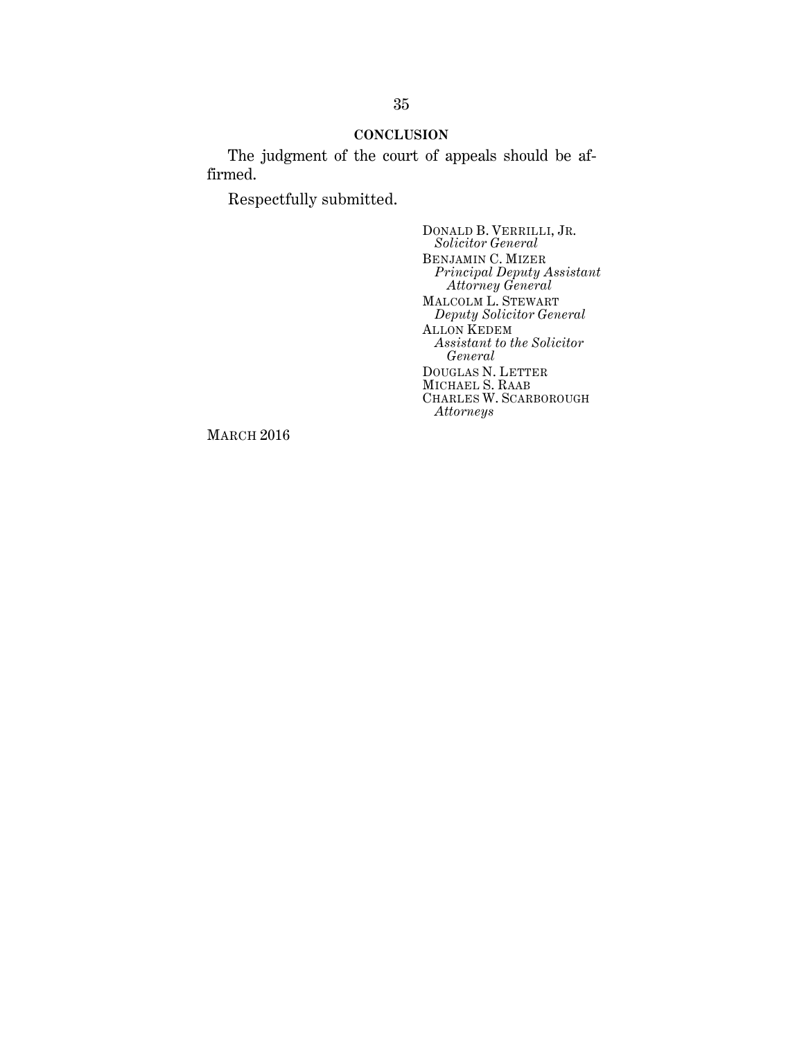## CONCLUSION

The judgment of the court of appeals should be affirmed.

Respectfully submitted.

DONALD B. VERRILLI, JR.
*Solicitor General*
BENJAMIN C. MIZER
*Principal Deputy Assistant Attorney General*
MALCOLM L. STEWART
*Deputy Solicitor General*
ALLON KEDEM
*Assistant to the Solicitor General*
DOUGLAS N. LETTER
MICHAEL S. RAAB
CHARLES W. SCARBOROUGH
*Attorneys*

MARCH 2016